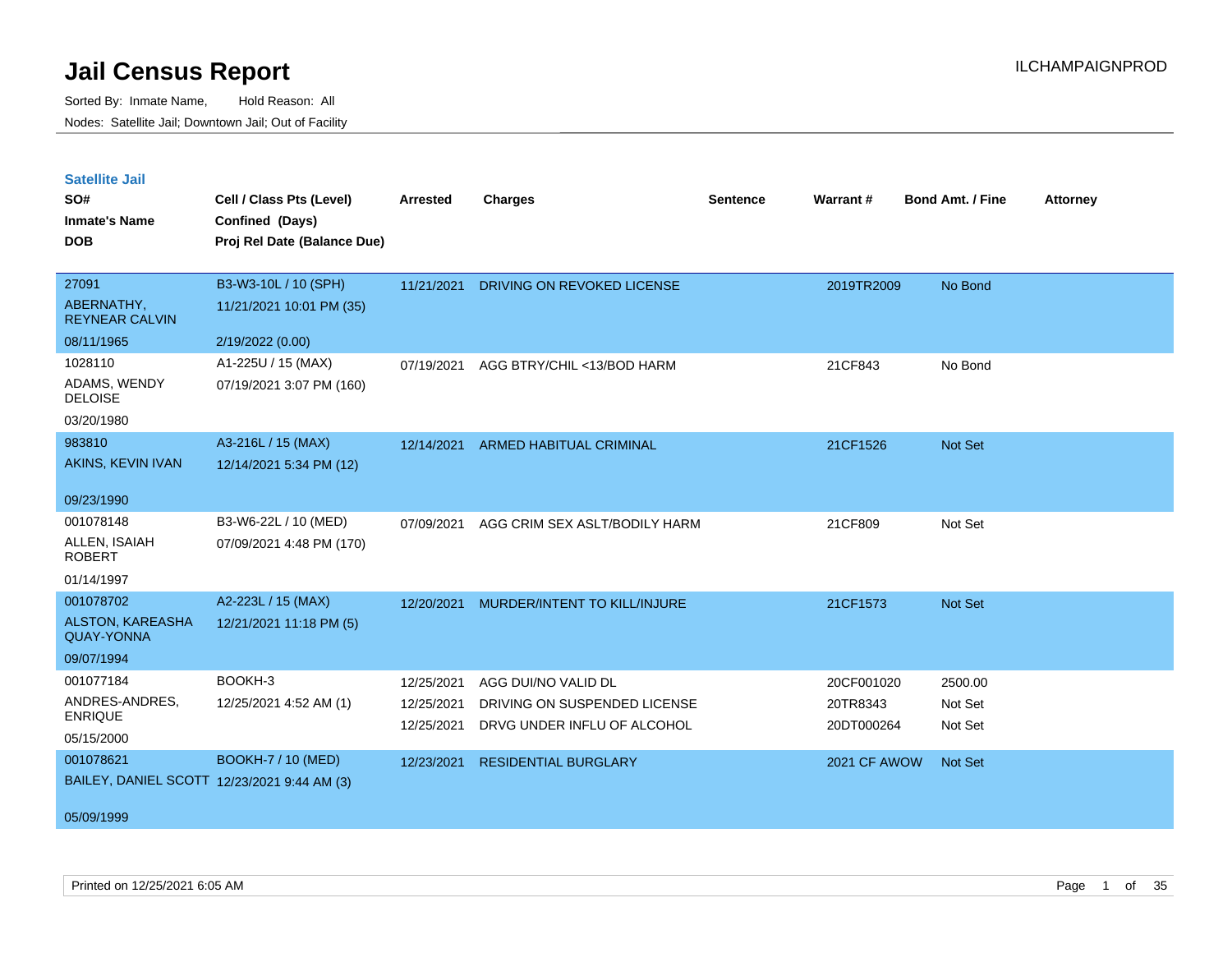# Jail Census Report

Sorted By: Inmate Name, Hold Reason: All

Nodes: Satellite Jail; Downtown Jail; Out of Facility

ILCHAMPAIGNPROD

## Satellite Jail

| SO# / Inmate's Name / DOB | Cell / Class Pts (Level) / Confined (Days) / Proj Rel Date (Balance Due) | Arrested | Charges | Sentence | Warrant # | Bond Amt. / Fine | Attorney |
|---|---|---|---|---|---|---|---|
| 27091<br>ABERNATHY, REYNEAR CALVIN<br>08/11/1965 | B3-W3-10L / 10 (SPH)<br>11/21/2021 10:01 PM (35)<br>2/19/2022 (0.00) | 11/21/2021 | DRIVING ON REVOKED LICENSE | | 2019TR2009 | No Bond | |
| 1028110<br>ADAMS, WENDY DELOISE<br>03/20/1980 | A1-225U / 15 (MAX)<br>07/19/2021 3:07 PM (160) | 07/19/2021 | AGG BTRY/CHIL <13/BOD HARM | | 21CF843 | No Bond | |
| 983810<br>AKINS, KEVIN IVAN<br>09/23/1990 | A3-216L / 15 (MAX)<br>12/14/2021 5:34 PM (12) | 12/14/2021 | ARMED HABITUAL CRIMINAL | | 21CF1526 | Not Set | |
| 001078148<br>ALLEN, ISAIAH ROBERT<br>01/14/1997 | B3-W6-22L / 10 (MED)<br>07/09/2021 4:48 PM (170) | 07/09/2021 | AGG CRIM SEX ASLT/BODILY HARM | | 21CF809 | Not Set | |
| 001078702<br>ALSTON, KAREASHA QUAY-YONNA<br>09/07/1994 | A2-223L / 15 (MAX)<br>12/21/2021 11:18 PM (5) | 12/20/2021 | MURDER/INTENT TO KILL/INJURE | | 21CF1573 | Not Set | |
| 001077184<br>ANDRES-ANDRES, ENRIQUE<br>05/15/2000 | BOOKH-3<br>12/25/2021 4:52 AM (1) | 12/25/2021 | AGG DUI/NO VALID DL | | 20CF001020 | 2500.00 | |
| | | 12/25/2021 | DRIVING ON SUSPENDED LICENSE | | 20TR8343 | Not Set | |
| | | 12/25/2021 | DRVG UNDER INFLU OF ALCOHOL | | 20DT000264 | Not Set | |
| 001078621<br>BAILEY, DANIEL SCOTT<br>05/09/1999 | BOOKH-7 / 10 (MED)<br>12/23/2021 9:44 AM (3) | 12/23/2021 | RESIDENTIAL BURGLARY | | 2021 CF AWOW | Not Set | |

Printed on 12/25/2021 6:05 AM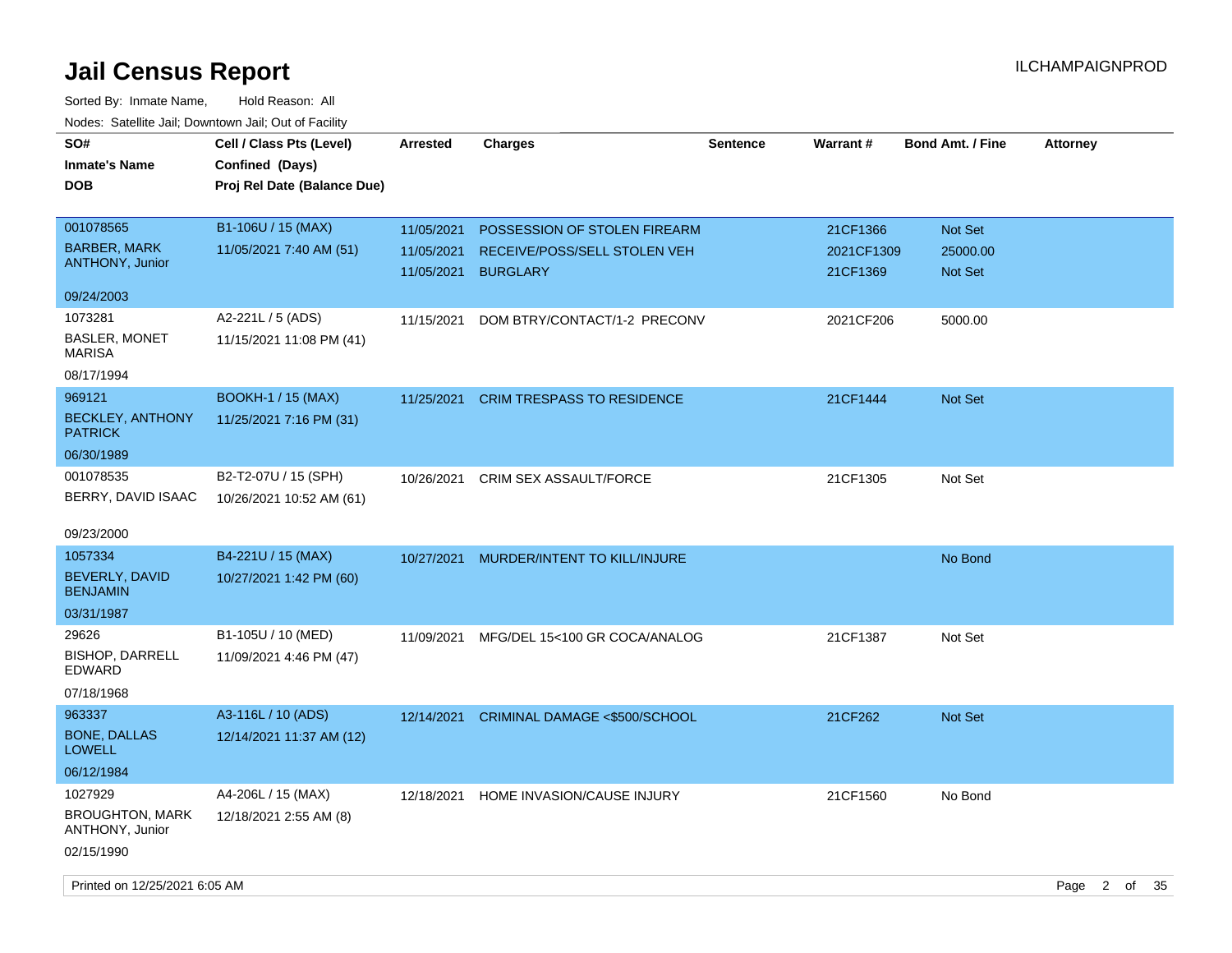# Jail Census Report

ILCHAMPAIGNPROD

Sorted By: Inmate Name, Hold Reason: All

Nodes: Satellite Jail; Downtown Jail; Out of Facility

| SO# / Inmate's Name / DOB | Cell / Class Pts (Level) / Confined (Days) / Proj Rel Date (Balance Due) | Arrested | Charges | Sentence | Warrant # | Bond Amt. / Fine | Attorney |
|---|---|---|---|---|---|---|---|
| 001078565<br>BARBER, MARK ANTHONY, Junior<br>09/24/2003 | B1-106U / 15 (MAX)<br>11/05/2021 7:40 AM (51) | 11/05/2021<br>11/05/2021<br>11/05/2021 | POSSESSION OF STOLEN FIREARM<br>RECEIVE/POSS/SELL STOLEN VEH<br>BURGLARY | | 21CF1366<br>2021CF1309<br>21CF1369 | Not Set<br>25000.00<br>Not Set | |
| 1073281<br>BASLER, MONET MARISA<br>08/17/1994 | A2-221L / 5 (ADS)<br>11/15/2021 11:08 PM (41) | 11/15/2021 | DOM BTRY/CONTACT/1-2 PRECONV | | 2021CF206 | 5000.00 | |
| 969121<br>BECKLEY, ANTHONY PATRICK<br>06/30/1989 | BOOKH-1 / 15 (MAX)<br>11/25/2021 7:16 PM (31) | 11/25/2021 | CRIM TRESPASS TO RESIDENCE | | 21CF1444 | Not Set | |
| 001078535<br>BERRY, DAVID ISAAC<br>09/23/2000 | B2-T2-07U / 15 (SPH)<br>10/26/2021 10:52 AM (61) | 10/26/2021 | CRIM SEX ASSAULT/FORCE | | 21CF1305 | Not Set | |
| 1057334<br>BEVERLY, DAVID BENJAMIN<br>03/31/1987 | B4-221U / 15 (MAX)<br>10/27/2021 1:42 PM (60) | 10/27/2021 | MURDER/INTENT TO KILL/INJURE | | | No Bond | |
| 29626<br>BISHOP, DARRELL EDWARD<br>07/18/1968 | B1-105U / 10 (MED)<br>11/09/2021 4:46 PM (47) | 11/09/2021 | MFG/DEL 15<100 GR COCA/ANALOG | | 21CF1387 | Not Set | |
| 963337<br>BONE, DALLAS LOWELL<br>06/12/1984 | A3-116L / 10 (ADS)<br>12/14/2021 11:37 AM (12) | 12/14/2021 | CRIMINAL DAMAGE <$500/SCHOOL | | 21CF262 | Not Set | |
| 1027929<br>BROUGHTON, MARK ANTHONY, Junior<br>02/15/1990 | A4-206L / 15 (MAX)<br>12/18/2021 2:55 AM (8) | 12/18/2021 | HOME INVASION/CAUSE INJURY | | 21CF1560 | No Bond | |

Printed on 12/25/2021 6:05 AM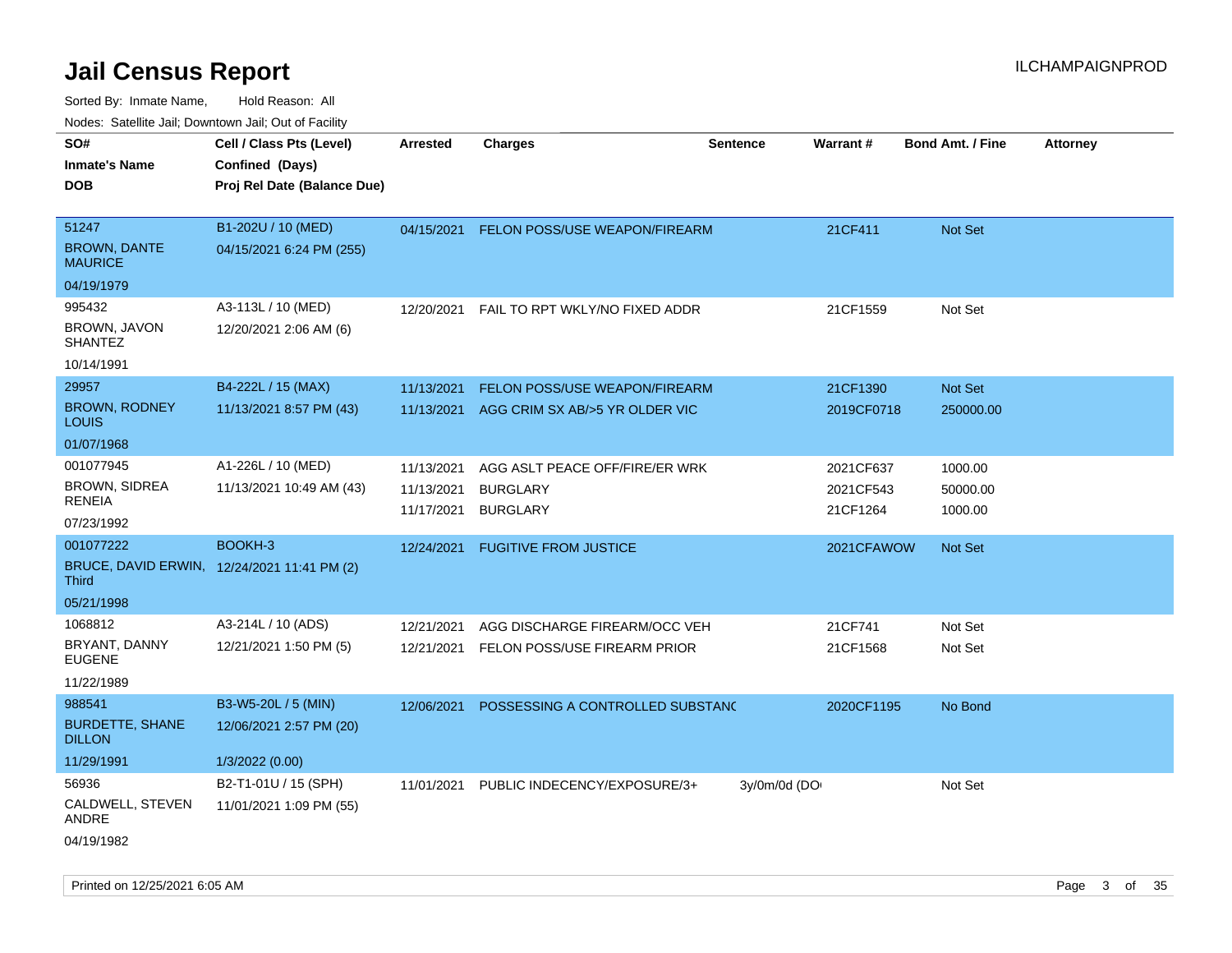# Jail Census Report

Sorted By: Inmate Name, Hold Reason: All

Nodes: Satellite Jail; Downtown Jail; Out of Facility

| SO# / Inmate's Name / DOB | Cell / Class Pts (Level) / Confined (Days) / Proj Rel Date (Balance Due) | Arrested | Charges | Sentence | Warrant # | Bond Amt. / Fine | Attorney |
|---|---|---|---|---|---|---|---|
| 51247<br>BROWN, DANTE MAURICE<br>04/19/1979 | B1-202U / 10 (MED)<br>04/15/2021 6:24 PM (255) | 04/15/2021 | FELON POSS/USE WEAPON/FIREARM | | 21CF411 | Not Set | |
| 995432<br>BROWN, JAVON SHANTEZ<br>10/14/1991 | A3-113L / 10 (MED)<br>12/20/2021 2:06 AM (6) | 12/20/2021 | FAIL TO RPT WKLY/NO FIXED ADDR | | 21CF1559 | Not Set | |
| 29957<br>BROWN, RODNEY LOUIS<br>01/07/1968 | B4-222L / 15 (MAX)<br>11/13/2021 8:57 PM (43) | 11/13/2021<br>11/13/2021 | FELON POSS/USE WEAPON/FIREARM<br>AGG CRIM SX AB/>5 YR OLDER VIC | | 21CF1390<br>2019CF0718 | Not Set<br>250000.00 | |
| 001077945<br>BROWN, SIDREA RENEIA<br>07/23/1992 | A1-226L / 10 (MED)<br>11/13/2021 10:49 AM (43) | 11/13/2021<br>11/13/2021<br>11/17/2021 | AGG ASLT PEACE OFF/FIRE/ER WRK<br>BURGLARY<br>BURGLARY | | 2021CF637<br>2021CF543<br>21CF1264 | 1000.00<br>50000.00<br>1000.00 | |
| 001077222<br>BRUCE, DAVID ERWIN, Third<br>05/21/1998 | BOOKH-3<br>12/24/2021 11:41 PM (2) | 12/24/2021 | FUGITIVE FROM JUSTICE | | 2021CFAWOW | Not Set | |
| 1068812<br>BRYANT, DANNY EUGENE<br>11/22/1989 | A3-214L / 10 (ADS)<br>12/21/2021 1:50 PM (5) | 12/21/2021<br>12/21/2021 | AGG DISCHARGE FIREARM/OCC VEH<br>FELON POSS/USE FIREARM PRIOR | | 21CF741<br>21CF1568 | Not Set<br>Not Set | |
| 988541<br>BURDETTE, SHANE DILLON<br>11/29/1991 | B3-W5-20L / 5 (MIN)<br>12/06/2021 2:57 PM (20)<br>1/3/2022 (0.00) | 12/06/2021 | POSSESSING A CONTROLLED SUBSTANC | | 2020CF1195 | No Bond | |
| 56936<br>CALDWELL, STEVEN ANDRE<br>04/19/1982 | B2-T1-01U / 15 (SPH)<br>11/01/2021 1:09 PM (55) | 11/01/2021 | PUBLIC INDECENCY/EXPOSURE/3+ | 3y/0m/0d (DO | | Not Set | |

Printed on 12/25/2021 6:05 AM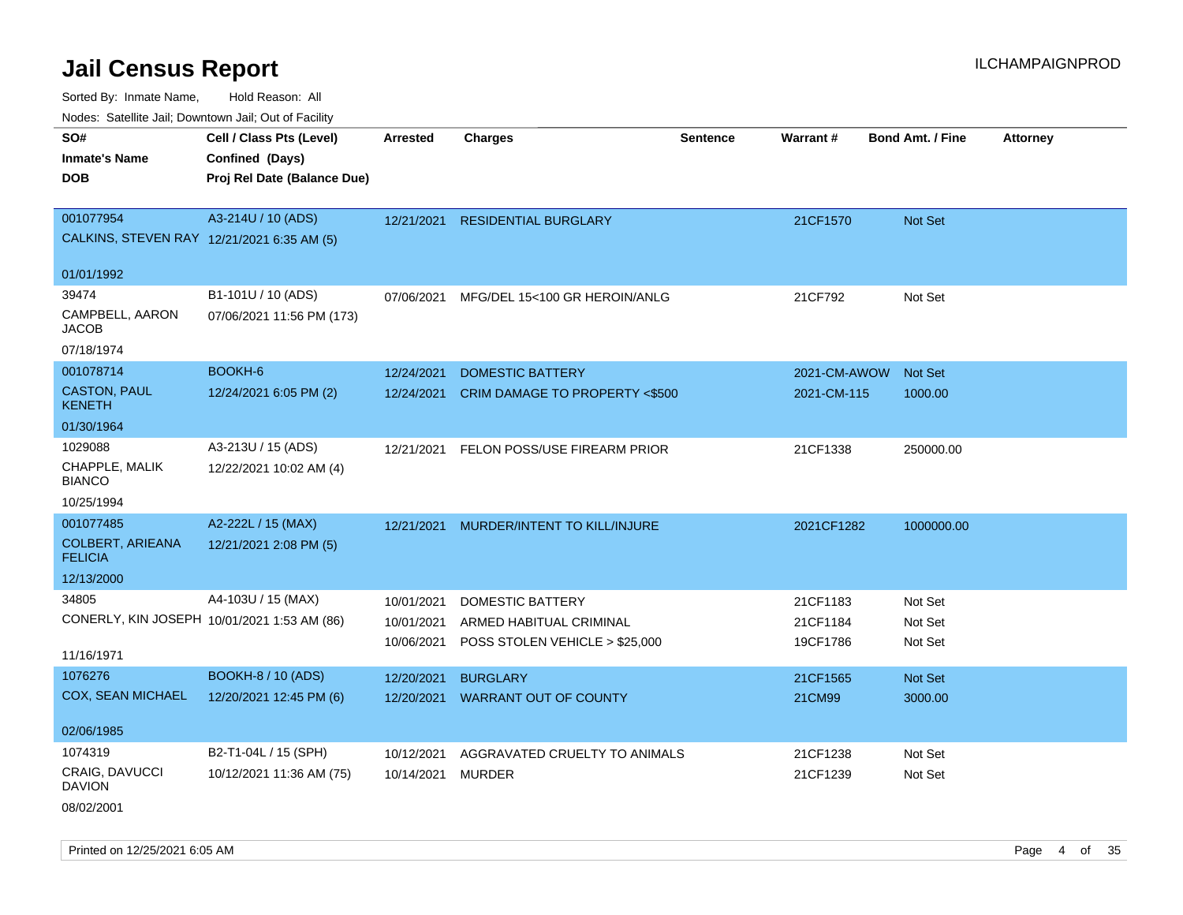# Jail Census Report

ILCHAMPAIGNPROD

Sorted By: Inmate Name, Hold Reason: All

Nodes: Satellite Jail; Downtown Jail; Out of Facility

| SO# / Inmate's Name / DOB | Cell / Class Pts (Level) / Confined (Days) / Proj Rel Date (Balance Due) | Arrested | Charges | Sentence | Warrant # | Bond Amt. / Fine | Attorney |
|---|---|---|---|---|---|---|---|
| 001077954<br>CALKINS, STEVEN RAY<br>01/01/1992 | A3-214U / 10 (ADS)<br>12/21/2021 6:35 AM (5) | 12/21/2021 | RESIDENTIAL BURGLARY | | 21CF1570 | Not Set | |
| 39474<br>CAMPBELL, AARON JACOB<br>07/18/1974 | B1-101U / 10 (ADS)<br>07/06/2021 11:56 PM (173) | 07/06/2021 | MFG/DEL 15<100 GR HEROIN/ANLG | | 21CF792 | Not Set | |
| 001078714<br>CASTON, PAUL KENETH<br>01/30/1964 | BOOKH-6<br>12/24/2021 6:05 PM (2) | 12/24/2021<br>12/24/2021 | DOMESTIC BATTERY<br>CRIM DAMAGE TO PROPERTY <$500 | | 2021-CM-AWOW<br>2021-CM-115 | Not Set<br>1000.00 | |
| 1029088<br>CHAPPLE, MALIK BIANCO<br>10/25/1994 | A3-213U / 15 (ADS)<br>12/22/2021 10:02 AM (4) | 12/21/2021 | FELON POSS/USE FIREARM PRIOR | | 21CF1338 | 250000.00 | |
| 001077485<br>COLBERT, ARIEANA FELICIA<br>12/13/2000 | A2-222L / 15 (MAX)<br>12/21/2021 2:08 PM (5) | 12/21/2021 | MURDER/INTENT TO KILL/INJURE | | 2021CF1282 | 1000000.00 | |
| 34805<br>CONERLY, KIN JOSEPH<br>11/16/1971 | A4-103U / 15 (MAX)<br>10/01/2021 1:53 AM (86) | 10/01/2021<br>10/01/2021<br>10/06/2021 | DOMESTIC BATTERY<br>ARMED HABITUAL CRIMINAL<br>POSS STOLEN VEHICLE > $25,000 | | 21CF1183<br>21CF1184<br>19CF1786 | Not Set<br>Not Set<br>Not Set | |
| 1076276<br>COX, SEAN MICHAEL<br>02/06/1985 | BOOKH-8 / 10 (ADS)<br>12/20/2021 12:45 PM (6) | 12/20/2021<br>12/20/2021 | BURGLARY<br>WARRANT OUT OF COUNTY | | 21CF1565<br>21CM99 | Not Set<br>3000.00 | |
| 1074319<br>CRAIG, DAVUCCI DAVION<br>08/02/2001 | B2-T1-04L / 15 (SPH)<br>10/12/2021 11:36 AM (75) | 10/12/2021<br>10/14/2021 | AGGRAVATED CRUELTY TO ANIMALS<br>MURDER | | 21CF1238<br>21CF1239 | Not Set<br>Not Set | |

Printed on 12/25/2021 6:05 AM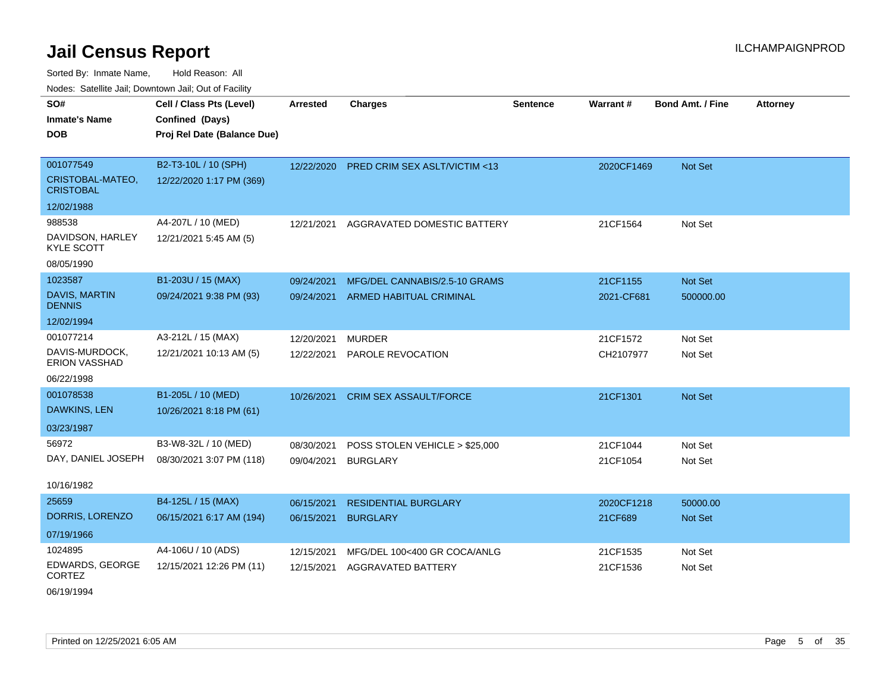# Jail Census Report

ILCHAMPAIGNPROD

Sorted By: Inmate Name, Hold Reason: All

Nodes: Satellite Jail; Downtown Jail; Out of Facility

| SO# / Inmate's Name / DOB | Cell / Class Pts (Level) / Confined (Days) / Proj Rel Date (Balance Due) | Arrested | Charges | Sentence | Warrant # | Bond Amt. / Fine | Attorney |
|---|---|---|---|---|---|---|---|
| 001077549<br>CRISTOBAL-MATEO, CRISTOBAL<br>12/02/1988 | B2-T3-10L / 10 (SPH)<br>12/22/2020 1:17 PM (369) | 12/22/2020 | PRED CRIM SEX ASLT/VICTIM <13 | | 2020CF1469 | Not Set | |
| 988538<br>DAVIDSON, HARLEY KYLE SCOTT<br>08/05/1990 | A4-207L / 10 (MED)<br>12/21/2021 5:45 AM (5) | 12/21/2021 | AGGRAVATED DOMESTIC BATTERY | | 21CF1564 | Not Set | |
| 1023587<br>DAVIS, MARTIN DENNIS<br>12/02/1994 | B1-203U / 15 (MAX)<br>09/24/2021 9:38 PM (93) | 09/24/2021<br>09/24/2021 | MFG/DEL CANNABIS/2.5-10 GRAMS<br>ARMED HABITUAL CRIMINAL | | 21CF1155<br>2021-CF681 | Not Set<br>500000.00 | |
| 001077214<br>DAVIS-MURDOCK, ERION VASSHAD<br>06/22/1998 | A3-212L / 15 (MAX)<br>12/21/2021 10:13 AM (5) | 12/20/2021<br>12/22/2021 | MURDER<br>PAROLE REVOCATION | | 21CF1572<br>CH2107977 | Not Set<br>Not Set | |
| 001078538<br>DAWKINS, LEN<br>03/23/1987 | B1-205L / 10 (MED)<br>10/26/2021 8:18 PM (61) | 10/26/2021 | CRIM SEX ASSAULT/FORCE | | 21CF1301 | Not Set | |
| 56972<br>DAY, DANIEL JOSEPH<br>10/16/1982 | B3-W8-32L / 10 (MED)<br>08/30/2021 3:07 PM (118) | 08/30/2021<br>09/04/2021 | POSS STOLEN VEHICLE > $25,000<br>BURGLARY | | 21CF1044<br>21CF1054 | Not Set<br>Not Set | |
| 25659<br>DORRIS, LORENZO<br>07/19/1966 | B4-125L / 15 (MAX)<br>06/15/2021 6:17 AM (194) | 06/15/2021<br>06/15/2021 | RESIDENTIAL BURGLARY<br>BURGLARY | | 2020CF1218<br>21CF689 | 50000.00<br>Not Set | |
| 1024895<br>EDWARDS, GEORGE CORTEZ<br>06/19/1994 | A4-106U / 10 (ADS)<br>12/15/2021 12:26 PM (11) | 12/15/2021<br>12/15/2021 | MFG/DEL 100<400 GR COCA/ANLG<br>AGGRAVATED BATTERY | | 21CF1535<br>21CF1536 | Not Set<br>Not Set | |

Printed on 12/25/2021 6:05 AM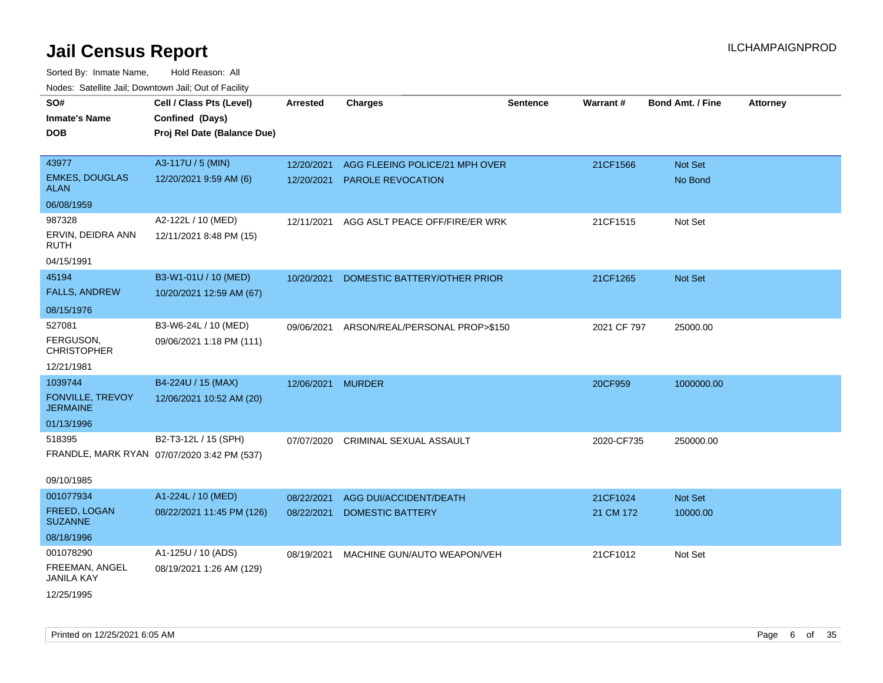# Jail Census Report

ILCHAMPAIGNPROD

Sorted By: Inmate Name, Hold Reason: All

Nodes: Satellite Jail; Downtown Jail; Out of Facility

| SO# / Inmate's Name / DOB | Cell / Class Pts (Level) / Confined (Days) / Proj Rel Date (Balance Due) | Arrested | Charges | Sentence | Warrant # | Bond Amt. / Fine | Attorney |
|---|---|---|---|---|---|---|---|
| 43977<br>EMKES, DOUGLAS ALAN<br>06/08/1959 | A3-117U / 5 (MIN)<br>12/20/2021 9:59 AM (6) | 12/20/2021<br>12/20/2021 | AGG FLEEING POLICE/21 MPH OVER<br>PAROLE REVOCATION | | 21CF1566 | Not Set<br>No Bond | |
| 987328<br>ERVIN, DEIDRA ANN RUTH<br>04/15/1991 | A2-122L / 10 (MED)<br>12/11/2021 8:48 PM (15) | 12/11/2021 | AGG ASLT PEACE OFF/FIRE/ER WRK | | 21CF1515 | Not Set | |
| 45194<br>FALLS, ANDREW<br>08/15/1976 | B3-W1-01U / 10 (MED)<br>10/20/2021 12:59 AM (67) | 10/20/2021 | DOMESTIC BATTERY/OTHER PRIOR | | 21CF1265 | Not Set | |
| 527081<br>FERGUSON, CHRISTOPHER<br>12/21/1981 | B3-W6-24L / 10 (MED)<br>09/06/2021 1:18 PM (111) | 09/06/2021 | ARSON/REAL/PERSONAL PROP>$150 | | 2021 CF 797 | 25000.00 | |
| 1039744<br>FONVILLE, TREVOY JERMAINE<br>01/13/1996 | B4-224U / 15 (MAX)<br>12/06/2021 10:52 AM (20) | 12/06/2021 | MURDER | | 20CF959 | 1000000.00 | |
| 518395<br>FRANDLE, MARK RYAN<br>09/10/1985 | B2-T3-12L / 15 (SPH)<br>07/07/2020 3:42 PM (537) | 07/07/2020 | CRIMINAL SEXUAL ASSAULT | | 2020-CF735 | 250000.00 | |
| 001077934<br>FREED, LOGAN SUZANNE<br>08/18/1996 | A1-224L / 10 (MED)<br>08/22/2021 11:45 PM (126) | 08/22/2021<br>08/22/2021 | AGG DUI/ACCIDENT/DEATH<br>DOMESTIC BATTERY | | 21CF1024<br>21 CM 172 | Not Set<br>10000.00 | |
| 001078290<br>FREEMAN, ANGEL JANILA KAY<br>12/25/1995 | A1-125U / 10 (ADS)<br>08/19/2021 1:26 AM (129) | 08/19/2021 | MACHINE GUN/AUTO WEAPON/VEH | | 21CF1012 | Not Set | |

Printed on 12/25/2021 6:05 AM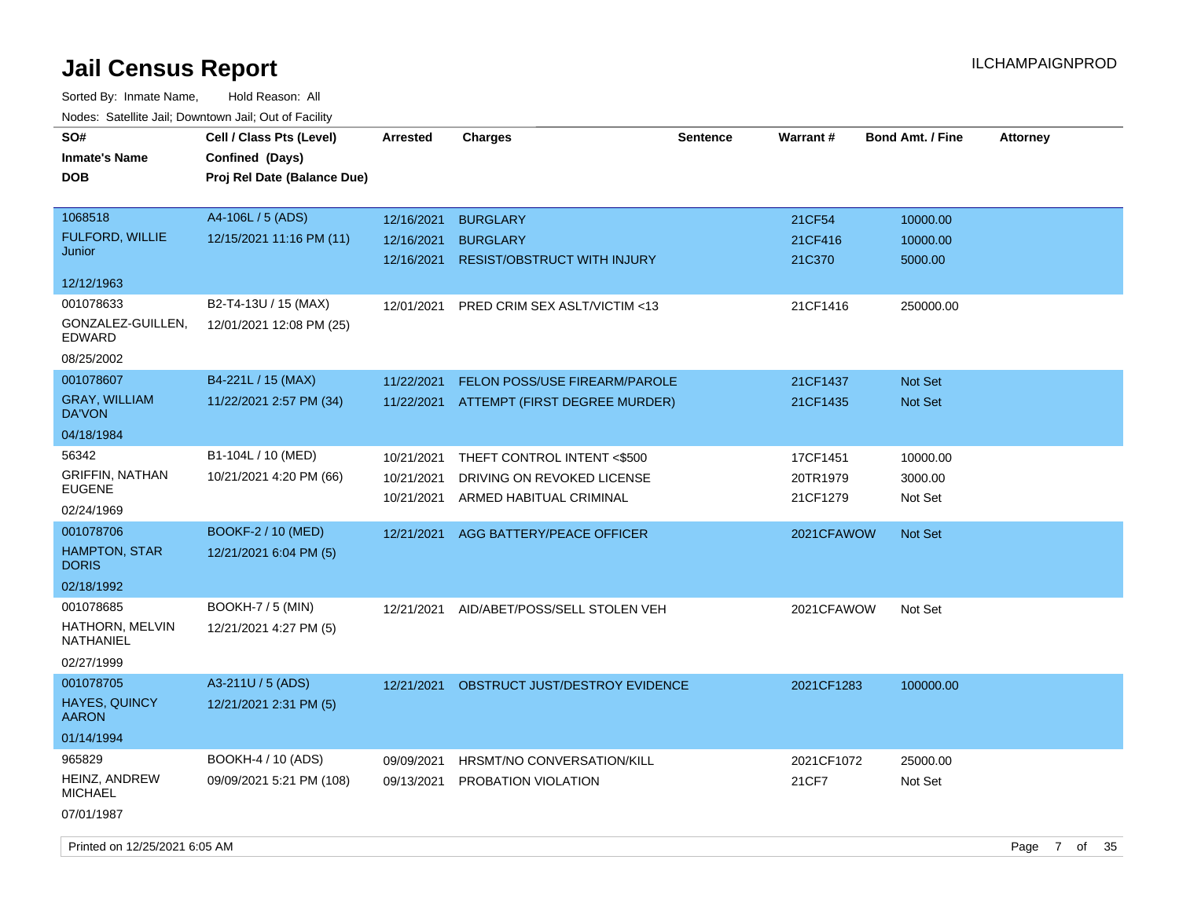# Jail Census Report

ILCHAMPAIGNPROD

Sorted By: Inmate Name, Hold Reason: All

Nodes: Satellite Jail; Downtown Jail; Out of Facility

| SO# / Inmate's Name / DOB | Cell / Class Pts (Level) / Confined (Days) / Proj Rel Date (Balance Due) | Arrested | Charges | Sentence | Warrant # | Bond Amt. / Fine | Attorney |
|---|---|---|---|---|---|---|---|
| 1068518<br>FULFORD, WILLIE Junior<br>12/12/1963 | A4-106L / 5 (ADS)<br>12/15/2021 11:16 PM (11) | 12/16/2021 | BURGLARY | | 21CF54 | 10000.00 | |
| | | 12/16/2021 | BURGLARY | | 21CF416 | 10000.00 | |
| | | 12/16/2021 | RESIST/OBSTRUCT WITH INJURY | | 21C370 | 5000.00 | |
| 001078633<br>GONZALEZ-GUILLEN, EDWARD<br>08/25/2002 | B2-T4-13U / 15 (MAX)<br>12/01/2021 12:08 PM (25) | 12/01/2021 | PRED CRIM SEX ASLT/VICTIM <13 | | 21CF1416 | 250000.00 | |
| 001078607<br>GRAY, WILLIAM DA'VON<br>04/18/1984 | B4-221L / 15 (MAX)<br>11/22/2021 2:57 PM (34) | 11/22/2021 | FELON POSS/USE FIREARM/PAROLE | | 21CF1437 | Not Set | |
| | | 11/22/2021 | ATTEMPT (FIRST DEGREE MURDER) | | 21CF1435 | Not Set | |
| 56342<br>GRIFFIN, NATHAN EUGENE<br>02/24/1969 | B1-104L / 10 (MED)<br>10/21/2021 4:20 PM (66) | 10/21/2021 | THEFT CONTROL INTENT <$500 | | 17CF1451 | 10000.00 | |
| | | 10/21/2021 | DRIVING ON REVOKED LICENSE | | 20TR1979 | 3000.00 | |
| | | 10/21/2021 | ARMED HABITUAL CRIMINAL | | 21CF1279 | Not Set | |
| 001078706<br>HAMPTON, STAR DORIS<br>02/18/1992 | BOOKF-2 / 10 (MED)<br>12/21/2021 6:04 PM (5) | 12/21/2021 | AGG BATTERY/PEACE OFFICER | | 2021CFAWOW | Not Set | |
| 001078685<br>HATHORN, MELVIN NATHANIEL<br>02/27/1999 | BOOKH-7 / 5 (MIN)<br>12/21/2021 4:27 PM (5) | 12/21/2021 | AID/ABET/POSS/SELL STOLEN VEH | | 2021CFAWOW | Not Set | |
| 001078705<br>HAYES, QUINCY AARON<br>01/14/1994 | A3-211U / 5 (ADS)<br>12/21/2021 2:31 PM (5) | 12/21/2021 | OBSTRUCT JUST/DESTROY EVIDENCE | | 2021CF1283 | 100000.00 | |
| 965829<br>HEINZ, ANDREW MICHAEL<br>07/01/1987 | BOOKH-4 / 10 (ADS)<br>09/09/2021 5:21 PM (108) | 09/09/2021 | HRSMT/NO CONVERSATION/KILL | | 2021CF1072 | 25000.00 | |
| | | 09/13/2021 | PROBATION VIOLATION | | 21CF7 | Not Set | |

Printed on 12/25/2021 6:05 AM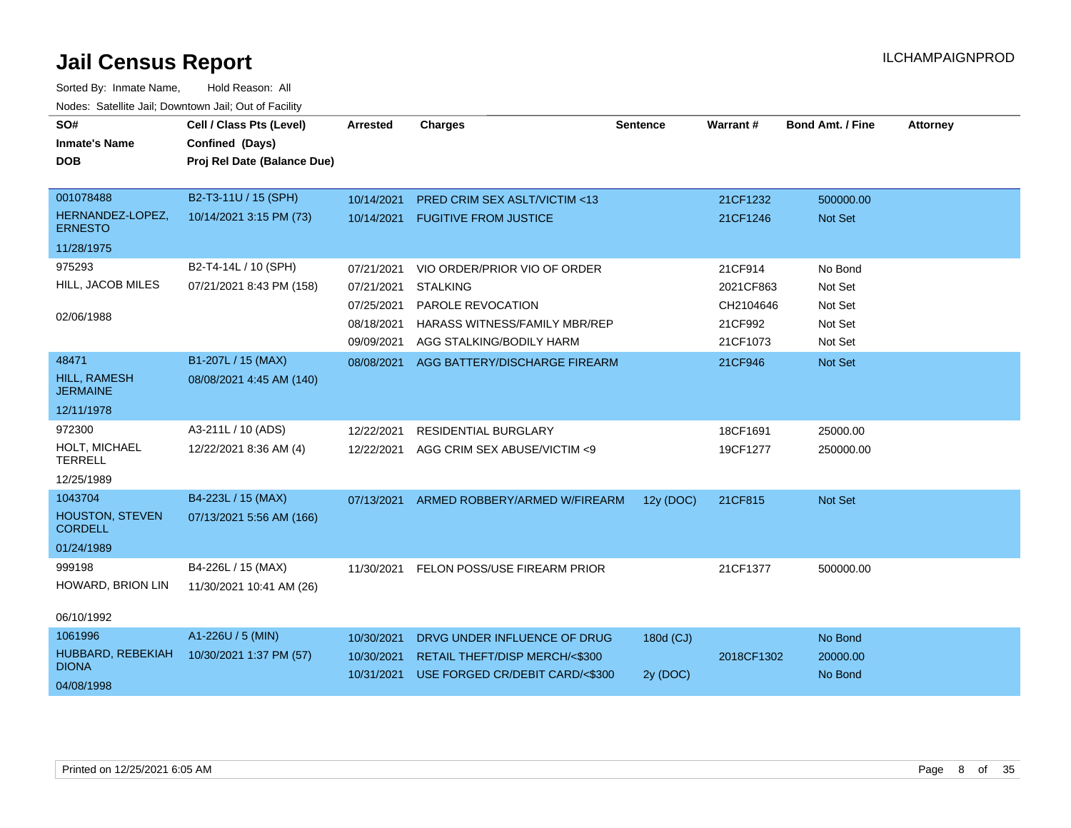# Jail Census Report

ILCHAMPAIGNPROD

Sorted By: Inmate Name, Hold Reason: All

Nodes: Satellite Jail; Downtown Jail; Out of Facility

| SO# / Inmate's Name / DOB | Cell / Class Pts (Level) / Confined (Days) / Proj Rel Date (Balance Due) | Arrested | Charges | Sentence | Warrant # | Bond Amt. / Fine | Attorney |
|---|---|---|---|---|---|---|---|
| 001078488<br>HERNANDEZ-LOPEZ, ERNESTO<br>11/28/1975 | B2-T3-11U / 15 (SPH)<br>10/14/2021 3:15 PM (73) | 10/14/2021 | PRED CRIM SEX ASLT/VICTIM <13 | | 21CF1232 | 500000.00 | |
| | | 10/14/2021 | FUGITIVE FROM JUSTICE | | 21CF1246 | Not Set | |
| 975293<br>HILL, JACOB MILES<br>02/06/1988 | B2-T4-14L / 10 (SPH)<br>07/21/2021 8:43 PM (158) | 07/21/2021 | VIO ORDER/PRIOR VIO OF ORDER | | 21CF914 | No Bond | |
| | | 07/21/2021 | STALKING | | 2021CF863 | Not Set | |
| | | 07/25/2021 | PAROLE REVOCATION | | CH2104646 | Not Set | |
| | | 08/18/2021 | HARASS WITNESS/FAMILY MBR/REP | | 21CF992 | Not Set | |
| | | 09/09/2021 | AGG STALKING/BODILY HARM | | 21CF1073 | Not Set | |
| 48471<br>HILL, RAMESH JERMAINE<br>12/11/1978 | B1-207L / 15 (MAX)<br>08/08/2021 4:45 AM (140) | 08/08/2021 | AGG BATTERY/DISCHARGE FIREARM | | 21CF946 | Not Set | |
| 972300<br>HOLT, MICHAEL TERRELL<br>12/25/1989 | A3-211L / 10 (ADS)<br>12/22/2021 8:36 AM (4) | 12/22/2021 | RESIDENTIAL BURGLARY | | 18CF1691 | 25000.00 | |
| | | 12/22/2021 | AGG CRIM SEX ABUSE/VICTIM <9 | | 19CF1277 | 250000.00 | |
| 1043704<br>HOUSTON, STEVEN CORDELL<br>01/24/1989 | B4-223L / 15 (MAX)<br>07/13/2021 5:56 AM (166) | 07/13/2021 | ARMED ROBBERY/ARMED W/FIREARM | 12y (DOC) | 21CF815 | Not Set | |
| 999198<br>HOWARD, BRION LIN<br>06/10/1992 | B4-226L / 15 (MAX)<br>11/30/2021 10:41 AM (26) | 11/30/2021 | FELON POSS/USE FIREARM PRIOR | | 21CF1377 | 500000.00 | |
| 1061996<br>HUBBARD, REBEKIAH DIONA<br>04/08/1998 | A1-226U / 5 (MIN)<br>10/30/2021 1:37 PM (57) | 10/30/2021 | DRVG UNDER INFLUENCE OF DRUG | 180d (CJ) | | No Bond | |
| | | 10/30/2021 | RETAIL THEFT/DISP MERCH/<$300 | | 2018CF1302 | 20000.00 | |
| | | 10/31/2021 | USE FORGED CR/DEBIT CARD/<$300 | 2y (DOC) | | No Bond | |

Printed on 12/25/2021 6:05 AM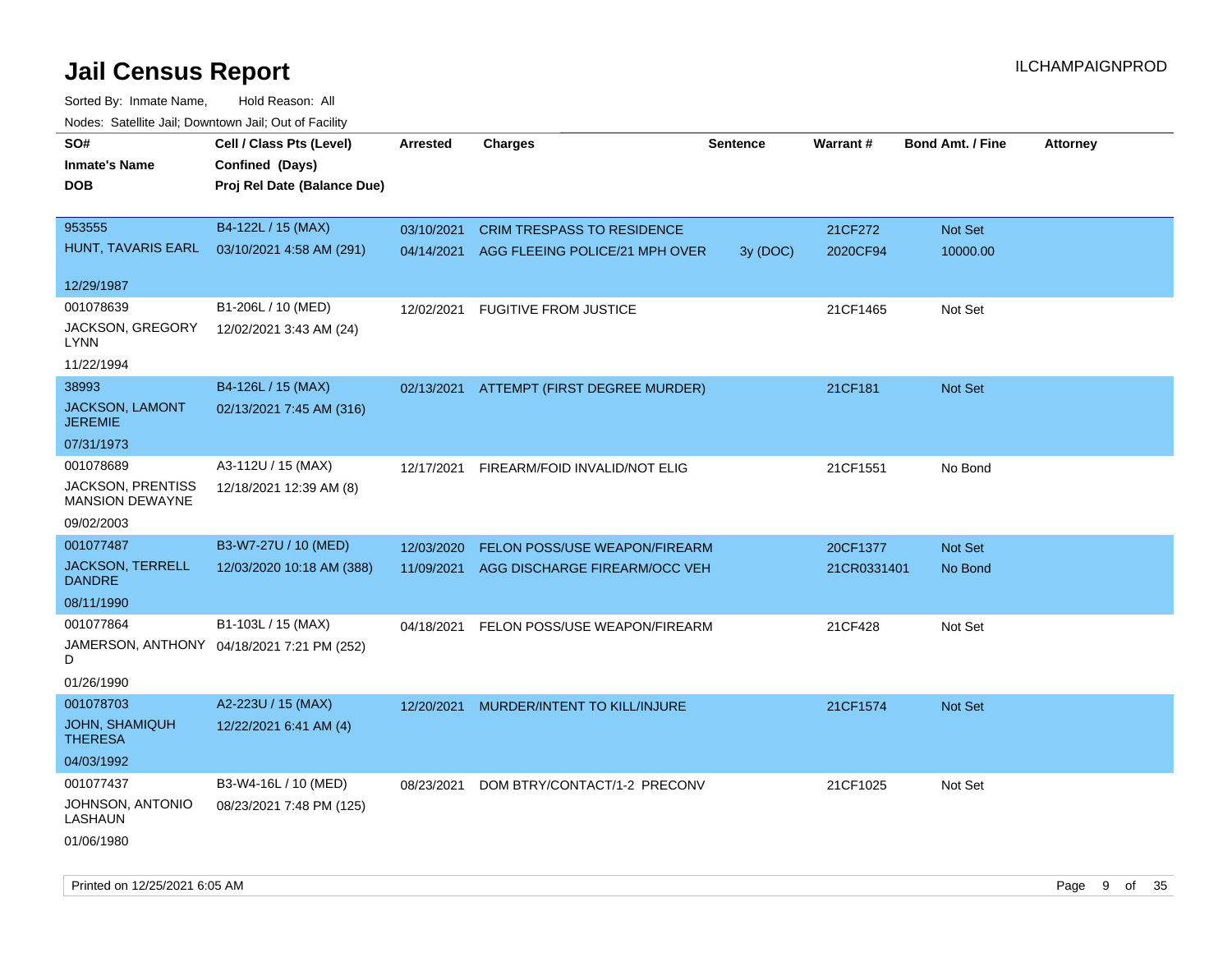# Jail Census Report

ILCHAMPAIGNPROD

Sorted By: Inmate Name, Hold Reason: All

Nodes: Satellite Jail; Downtown Jail; Out of Facility

| SO# / Inmate's Name / DOB | Cell / Class Pts (Level) / Confined (Days) / Proj Rel Date (Balance Due) | Arrested | Charges | Sentence | Warrant # | Bond Amt. / Fine | Attorney |
|---|---|---|---|---|---|---|---|
| 953555<br>HUNT, TAVARIS EARL<br>12/29/1987 | B4-122L / 15 (MAX)<br>03/10/2021 4:58 AM (291) | 03/10/2021<br>04/14/2021 | CRIM TRESPASS TO RESIDENCE<br>AGG FLEEING POLICE/21 MPH OVER | <br>3y (DOC) | 21CF272<br>2020CF94 | Not Set<br>10000.00 | |
| 001078639<br>JACKSON, GREGORY LYNN<br>11/22/1994 | B1-206L / 10 (MED)<br>12/02/2021 3:43 AM (24) | 12/02/2021 | FUGITIVE FROM JUSTICE | | 21CF1465 | Not Set | |
| 38993<br>JACKSON, LAMONT JEREMIE<br>07/31/1973 | B4-126L / 15 (MAX)<br>02/13/2021 7:45 AM (316) | 02/13/2021 | ATTEMPT (FIRST DEGREE MURDER) | | 21CF181 | Not Set | |
| 001078689<br>JACKSON, PRENTISS MANSION DEWAYNE<br>09/02/2003 | A3-112U / 15 (MAX)<br>12/18/2021 12:39 AM (8) | 12/17/2021 | FIREARM/FOID INVALID/NOT ELIG | | 21CF1551 | No Bond | |
| 001077487<br>JACKSON, TERRELL DANDRE<br>08/11/1990 | B3-W7-27U / 10 (MED)<br>12/03/2020 10:18 AM (388) | 12/03/2020<br>11/09/2021 | FELON POSS/USE WEAPON/FIREARM<br>AGG DISCHARGE FIREARM/OCC VEH | | 20CF1377<br>21CR0331401 | Not Set<br>No Bond | |
| 001077864<br>JAMERSON, ANTHONY D<br>01/26/1990 | B1-103L / 15 (MAX)<br>04/18/2021 7:21 PM (252) | 04/18/2021 | FELON POSS/USE WEAPON/FIREARM | | 21CF428 | Not Set | |
| 001078703<br>JOHN, SHAMIQUH THERESA<br>04/03/1992 | A2-223U / 15 (MAX)<br>12/22/2021 6:41 AM (4) | 12/20/2021 | MURDER/INTENT TO KILL/INJURE | | 21CF1574 | Not Set | |
| 001077437<br>JOHNSON, ANTONIO LASHAUN<br>01/06/1980 | B3-W4-16L / 10 (MED)<br>08/23/2021 7:48 PM (125) | 08/23/2021 | DOM BTRY/CONTACT/1-2 PRECONV | | 21CF1025 | Not Set | |

Printed on 12/25/2021 6:05 AM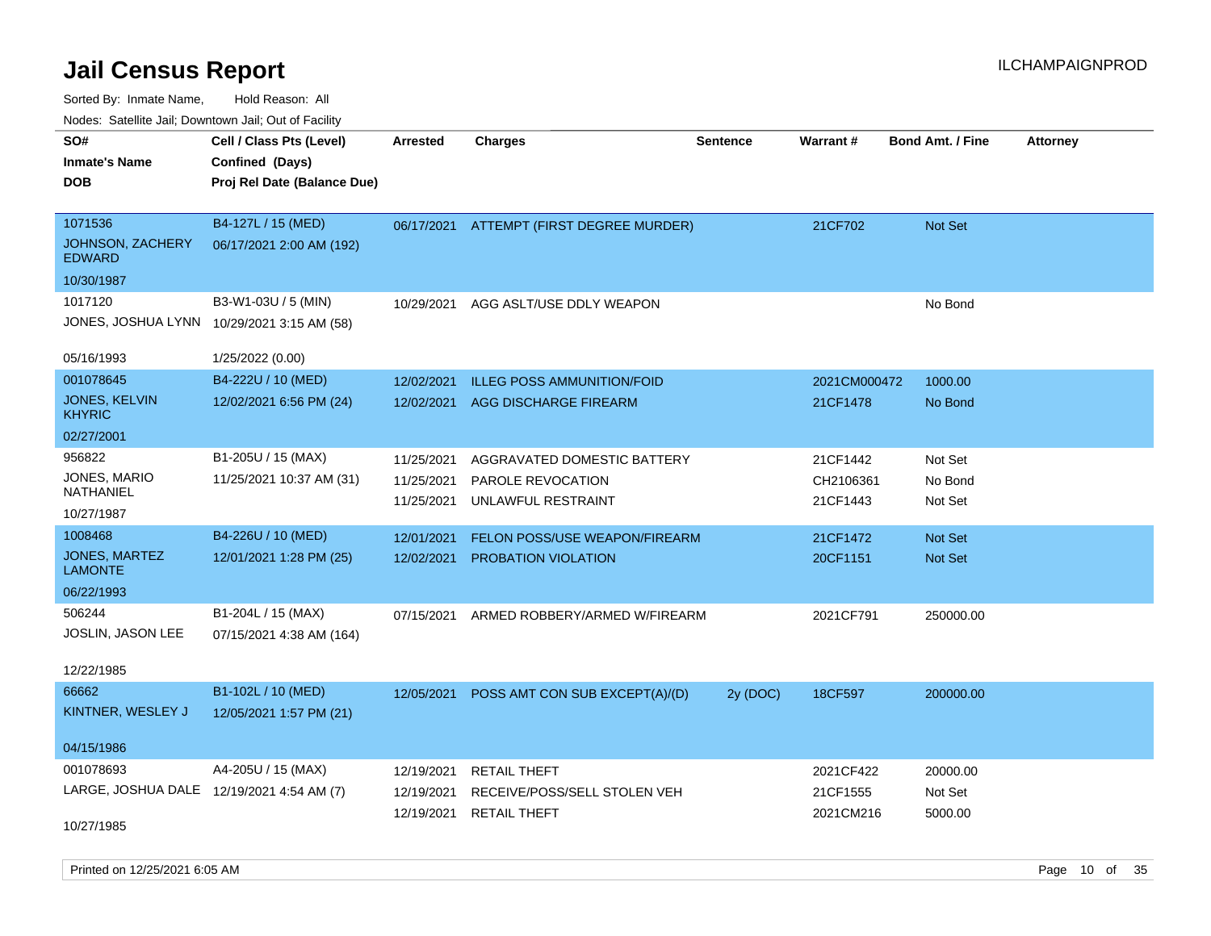# Jail Census Report

ILCHAMPAIGNPROD

Sorted By: Inmate Name, Hold Reason: All

Nodes: Satellite Jail; Downtown Jail; Out of Facility

| SO# / Inmate's Name / DOB | Cell / Class Pts (Level) / Confined (Days) / Proj Rel Date (Balance Due) | Arrested | Charges | Sentence | Warrant # | Bond Amt. / Fine | Attorney |
|---|---|---|---|---|---|---|---|
| 1071536<br>JOHNSON, ZACHERY EDWARD<br>10/30/1987 | B4-127L / 15 (MED)<br>06/17/2021 2:00 AM (192) | 06/17/2021 | ATTEMPT (FIRST DEGREE MURDER) | | 21CF702 | Not Set | |
| 1017120<br>JONES, JOSHUA LYNN<br>05/16/1993 | B3-W1-03U / 5 (MIN)<br>10/29/2021 3:15 AM (58)<br>1/25/2022 (0.00) | 10/29/2021 | AGG ASLT/USE DDLY WEAPON | | | No Bond | |
| 001078645<br>JONES, KELVIN KHYRIC<br>02/27/2001 | B4-222U / 10 (MED)<br>12/02/2021 6:56 PM (24) | 12/02/2021 | ILLEG POSS AMMUNITION/FOID | | 2021CM000472 | 1000.00 | |
| | | 12/02/2021 | AGG DISCHARGE FIREARM | | 21CF1478 | No Bond | |
| 956822<br>JONES, MARIO NATHANIEL<br>10/27/1987 | B1-205U / 15 (MAX)<br>11/25/2021 10:37 AM (31) | 11/25/2021 | AGGRAVATED DOMESTIC BATTERY | | 21CF1442 | Not Set | |
| | | 11/25/2021 | PAROLE REVOCATION | | CH2106361 | No Bond | |
| | | 11/25/2021 | UNLAWFUL RESTRAINT | | 21CF1443 | Not Set | |
| 1008468<br>JONES, MARTEZ LAMONTE<br>06/22/1993 | B4-226U / 10 (MED)<br>12/01/2021 1:28 PM (25) | 12/01/2021 | FELON POSS/USE WEAPON/FIREARM | | 21CF1472 | Not Set | |
| | | 12/02/2021 | PROBATION VIOLATION | | 20CF1151 | Not Set | |
| 506244<br>JOSLIN, JASON LEE<br>12/22/1985 | B1-204L / 15 (MAX)<br>07/15/2021 4:38 AM (164) | 07/15/2021 | ARMED ROBBERY/ARMED W/FIREARM | | 2021CF791 | 250000.00 | |
| 66662<br>KINTNER, WESLEY J<br>04/15/1986 | B1-102L / 10 (MED)<br>12/05/2021 1:57 PM (21) | 12/05/2021 | POSS AMT CON SUB EXCEPT(A)/(D) | 2y (DOC) | 18CF597 | 200000.00 | |
| 001078693<br>LARGE, JOSHUA DALE<br>10/27/1985 | A4-205U / 15 (MAX)<br>12/19/2021 4:54 AM (7) | 12/19/2021 | RETAIL THEFT | | 2021CF422 | 20000.00 | |
| | | 12/19/2021 | RECEIVE/POSS/SELL STOLEN VEH | | 21CF1555 | Not Set | |
| | | 12/19/2021 | RETAIL THEFT | | 2021CM216 | 5000.00 | |

Printed on 12/25/2021 6:05 AM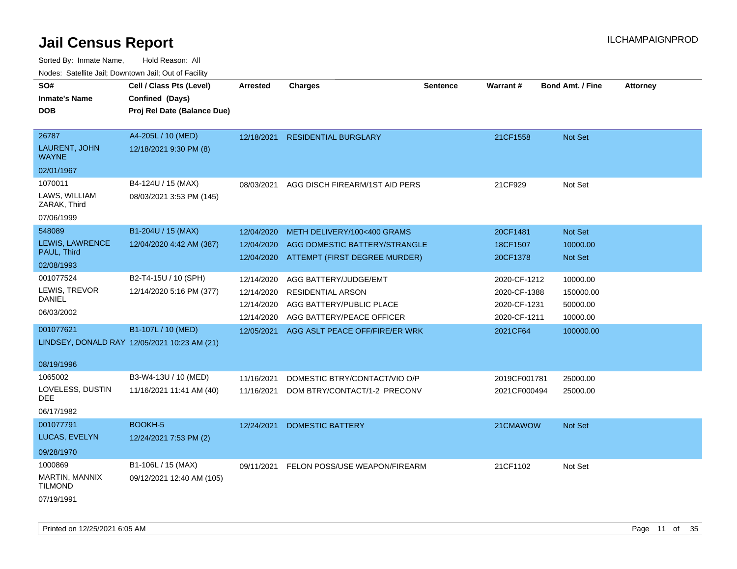# Jail Census Report

Sorted By: Inmate Name, Hold Reason: All

Nodes: Satellite Jail; Downtown Jail; Out of Facility

| SO# / Inmate's Name / DOB | Cell / Class Pts (Level) / Confined (Days) / Proj Rel Date (Balance Due) | Arrested | Charges | Sentence | Warrant # | Bond Amt. / Fine | Attorney |
|---|---|---|---|---|---|---|---|
| 26787<br>LAURENT, JOHN WAYNE<br>02/01/1967 | A4-205L / 10 (MED)<br>12/18/2021 9:30 PM (8) | 12/18/2021 | RESIDENTIAL BURGLARY | | 21CF1558 | Not Set | |
| 1070011<br>LAWS, WILLIAM ZARAK, Third<br>07/06/1999 | B4-124U / 15 (MAX)<br>08/03/2021 3:53 PM (145) | 08/03/2021 | AGG DISCH FIREARM/1ST AID PERS | | 21CF929 | Not Set | |
| 548089<br>LEWIS, LAWRENCE PAUL, Third<br>02/08/1993 | B1-204U / 15 (MAX)<br>12/04/2020 4:42 AM (387) | 12/04/2020<br>12/04/2020<br>12/04/2020 | METH DELIVERY/100<400 GRAMS<br>AGG DOMESTIC BATTERY/STRANGLE<br>ATTEMPT (FIRST DEGREE MURDER) | | 20CF1481<br>18CF1507<br>20CF1378 | Not Set<br>10000.00<br>Not Set | |
| 001077524<br>LEWIS, TREVOR DANIEL<br>06/03/2002 | B2-T4-15U / 10 (SPH)<br>12/14/2020 5:16 PM (377) | 12/14/2020<br>12/14/2020<br>12/14/2020<br>12/14/2020 | AGG BATTERY/JUDGE/EMT<br>RESIDENTIAL ARSON<br>AGG BATTERY/PUBLIC PLACE<br>AGG BATTERY/PEACE OFFICER | | 2020-CF-1212<br>2020-CF-1388<br>2020-CF-1231<br>2020-CF-1211 | 10000.00<br>150000.00<br>50000.00<br>10000.00 | |
| 001077621<br>LINDSEY, DONALD RAY<br>08/19/1996 | B1-107L / 10 (MED)<br>12/05/2021 10:23 AM (21) | 12/05/2021 | AGG ASLT PEACE OFF/FIRE/ER WRK | | 2021CF64 | 100000.00 | |
| 1065002<br>LOVELESS, DUSTIN DEE<br>06/17/1982 | B3-W4-13U / 10 (MED)<br>11/16/2021 11:41 AM (40) | 11/16/2021<br>11/16/2021 | DOMESTIC BTRY/CONTACT/VIO O/P<br>DOM BTRY/CONTACT/1-2 PRECONV | | 2019CF001781<br>2021CF000494 | 25000.00<br>25000.00 | |
| 001077791<br>LUCAS, EVELYN<br>09/28/1970 | BOOKH-5<br>12/24/2021 7:53 PM (2) | 12/24/2021 | DOMESTIC BATTERY | | 21CMAWOW | Not Set | |
| 1000869<br>MARTIN, MANNIX TILMOND<br>07/19/1991 | B1-106L / 15 (MAX)<br>09/12/2021 12:40 AM (105) | 09/11/2021 | FELON POSS/USE WEAPON/FIREARM | | 21CF1102 | Not Set | |

Printed on 12/25/2021 6:05 AM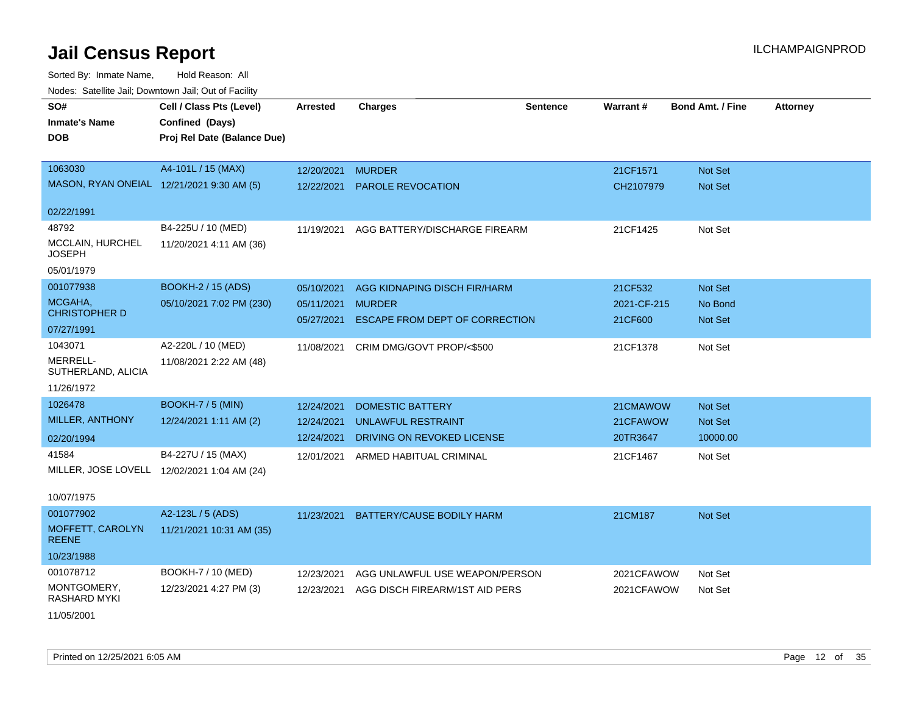# Jail Census Report

ILCHAMPAIGNPROD

Sorted By: Inmate Name, Hold Reason: All

Nodes: Satellite Jail; Downtown Jail; Out of Facility

| SO# / Inmate's Name / DOB | Cell / Class Pts (Level) / Confined (Days) / Proj Rel Date (Balance Due) | Arrested | Charges | Sentence | Warrant # | Bond Amt. / Fine | Attorney |
|---|---|---|---|---|---|---|---|
| 1063030<br>MASON, RYAN ONEIAL<br>02/22/1991 | A4-101L / 15 (MAX)<br>12/21/2021 9:30 AM (5) | 12/20/2021<br>12/22/2021 | MURDER<br>PAROLE REVOCATION | | 21CF1571<br>CH2107979 | Not Set<br>Not Set | |
| 48792<br>MCCLAIN, HURCHEL JOSEPH<br>05/01/1979 | B4-225U / 10 (MED)<br>11/20/2021 4:11 AM (36) | 11/19/2021 | AGG BATTERY/DISCHARGE FIREARM | | 21CF1425 | Not Set | |
| 001077938<br>MCGAHA, CHRISTOPHER D<br>07/27/1991 | BOOKH-2 / 15 (ADS)<br>05/10/2021 7:02 PM (230) | 05/10/2021<br>05/11/2021<br>05/27/2021 | AGG KIDNAPING DISCH FIR/HARM<br>MURDER<br>ESCAPE FROM DEPT OF CORRECTION | | 21CF532<br>2021-CF-215<br>21CF600 | Not Set<br>No Bond<br>Not Set | |
| 1043071<br>MERRELL-SUTHERLAND, ALICIA<br>11/26/1972 | A2-220L / 10 (MED)<br>11/08/2021 2:22 AM (48) | 11/08/2021 | CRIM DMG/GOVT PROP/<$500 | | 21CF1378 | Not Set | |
| 1026478<br>MILLER, ANTHONY<br>02/20/1994 | BOOKH-7 / 5 (MIN)<br>12/24/2021 1:11 AM (2) | 12/24/2021<br>12/24/2021<br>12/24/2021 | DOMESTIC BATTERY<br>UNLAWFUL RESTRAINT<br>DRIVING ON REVOKED LICENSE | | 21CMAWOW<br>21CFAWOW<br>20TR3647 | Not Set<br>Not Set<br>10000.00 | |
| 41584<br>MILLER, JOSE LOVELL<br>10/07/1975 | B4-227U / 15 (MAX)<br>12/02/2021 1:04 AM (24) | 12/01/2021 | ARMED HABITUAL CRIMINAL | | 21CF1467 | Not Set | |
| 001077902<br>MOFFETT, CAROLYN REENE<br>10/23/1988 | A2-123L / 5 (ADS)<br>11/21/2021 10:31 AM (35) | 11/23/2021 | BATTERY/CAUSE BODILY HARM | | 21CM187 | Not Set | |
| 001078712<br>MONTGOMERY, RASHARD MYKI<br>11/05/2001 | BOOKH-7 / 10 (MED)<br>12/23/2021 4:27 PM (3) | 12/23/2021<br>12/23/2021 | AGG UNLAWFUL USE WEAPON/PERSON<br>AGG DISCH FIREARM/1ST AID PERS | | 2021CFAWOW<br>2021CFAWOW | Not Set<br>Not Set | |

Printed on 12/25/2021 6:05 AM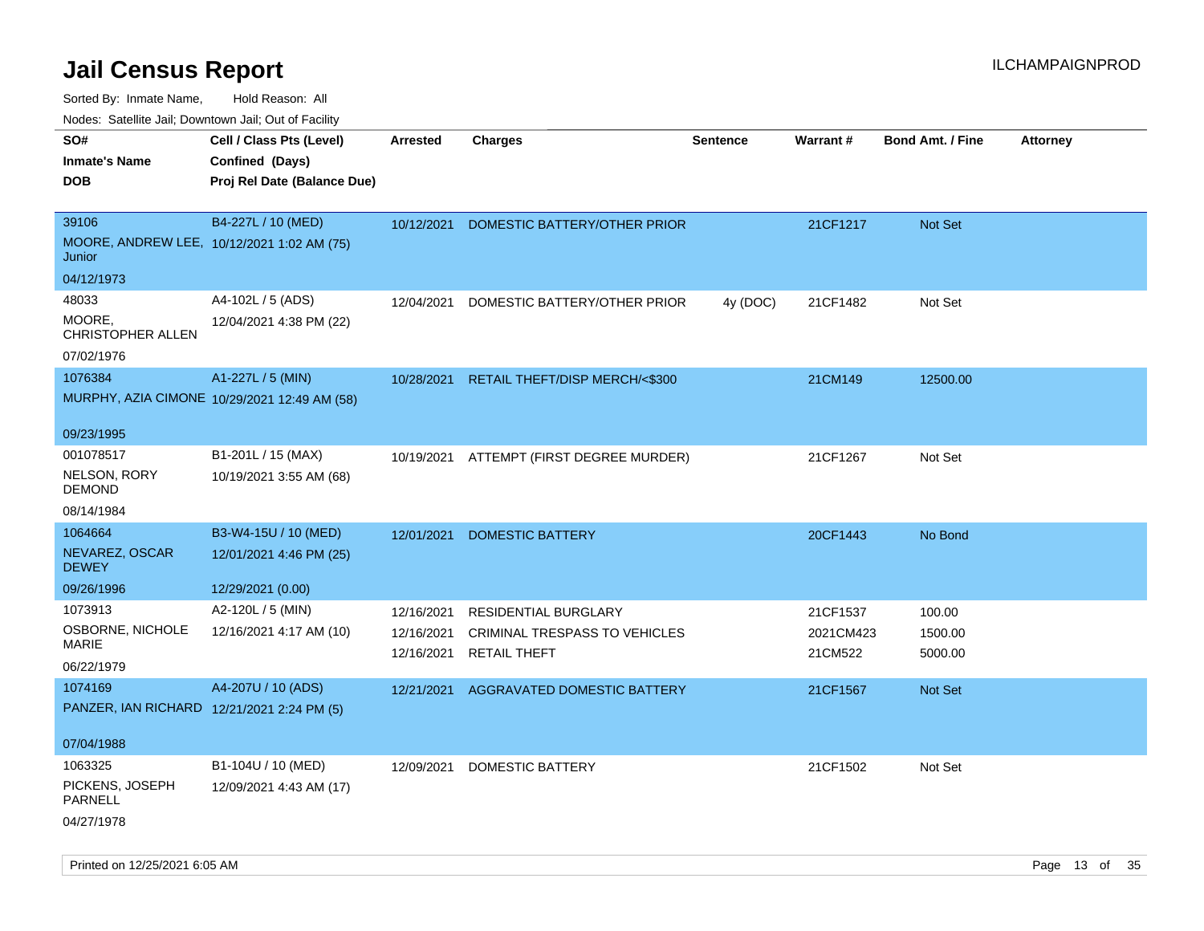# Jail Census Report

ILCHAMPAIGNPROD

Sorted By: Inmate Name, Hold Reason: All

Nodes: Satellite Jail; Downtown Jail; Out of Facility

| SO# / Inmate's Name / DOB | Cell / Class Pts (Level) / Confined (Days) / Proj Rel Date (Balance Due) | Arrested | Charges | Sentence | Warrant # | Bond Amt. / Fine | Attorney |
|---|---|---|---|---|---|---|---|
| 39106<br>MOORE, ANDREW LEE, Junior<br>04/12/1973 | B4-227L / 10 (MED)<br>10/12/2021 1:02 AM (75) | 10/12/2021 | DOMESTIC BATTERY/OTHER PRIOR | | 21CF1217 | Not Set | |
| 48033<br>MOORE, CHRISTOPHER ALLEN<br>07/02/1976 | A4-102L / 5 (ADS)<br>12/04/2021 4:38 PM (22) | 12/04/2021 | DOMESTIC BATTERY/OTHER PRIOR | 4y (DOC) | 21CF1482 | Not Set | |
| 1076384<br>MURPHY, AZIA CIMONE<br>09/23/1995 | A1-227L / 5 (MIN)<br>10/29/2021 12:49 AM (58) | 10/28/2021 | RETAIL THEFT/DISP MERCH/<$300 | | 21CM149 | 12500.00 | |
| 001078517<br>NELSON, RORY DEMOND<br>08/14/1984 | B1-201L / 15 (MAX)<br>10/19/2021 3:55 AM (68) | 10/19/2021 | ATTEMPT (FIRST DEGREE MURDER) | | 21CF1267 | Not Set | |
| 1064664<br>NEVAREZ, OSCAR DEWEY<br>09/26/1996 | B3-W4-15U / 10 (MED)<br>12/01/2021 4:46 PM (25)<br>12/29/2021 (0.00) | 12/01/2021 | DOMESTIC BATTERY | | 20CF1443 | No Bond | |
| 1073913<br>OSBORNE, NICHOLE MARIE<br>06/22/1979 | A2-120L / 5 (MIN)<br>12/16/2021 4:17 AM (10) | 12/16/2021<br>12/16/2021<br>12/16/2021 | RESIDENTIAL BURGLARY<br>CRIMINAL TRESPASS TO VEHICLES<br>RETAIL THEFT | | 21CF1537<br>2021CM423<br>21CM522 | 100.00<br>1500.00<br>5000.00 | |
| 1074169<br>PANZER, IAN RICHARD<br>07/04/1988 | A4-207U / 10 (ADS)<br>12/21/2021 2:24 PM (5) | 12/21/2021 | AGGRAVATED DOMESTIC BATTERY | | 21CF1567 | Not Set | |
| 1063325<br>PICKENS, JOSEPH PARNELL<br>04/27/1978 | B1-104U / 10 (MED)<br>12/09/2021 4:43 AM (17) | 12/09/2021 | DOMESTIC BATTERY | | 21CF1502 | Not Set | |

Printed on 12/25/2021 6:05 AM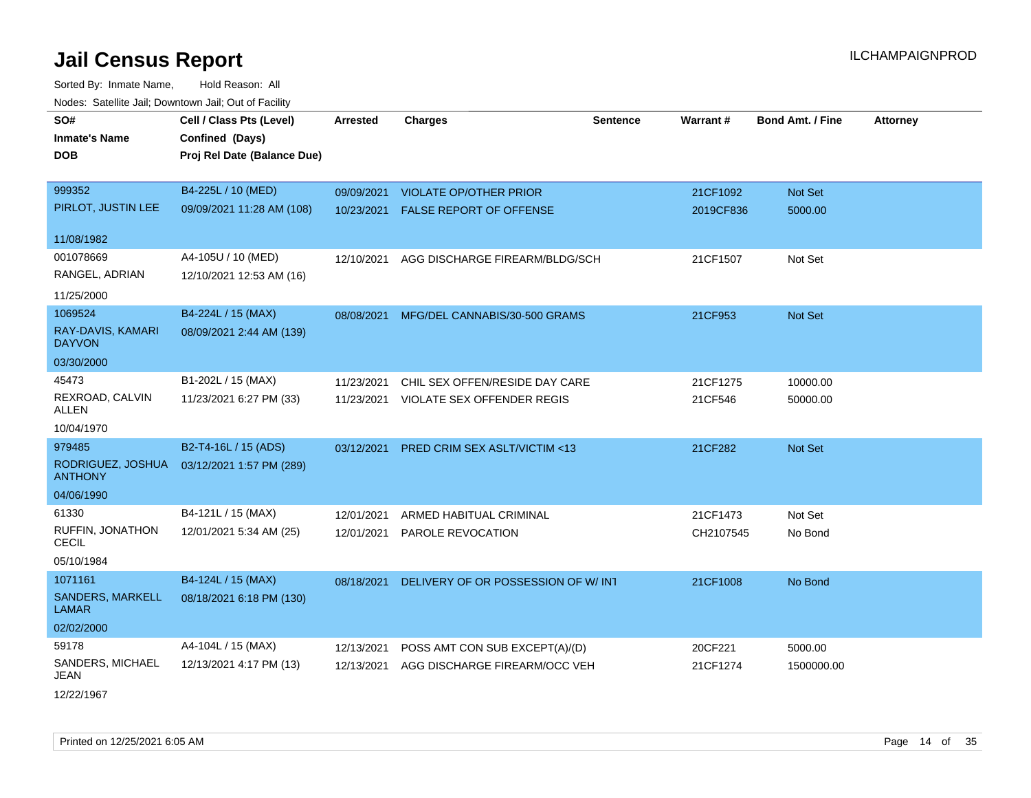# Jail Census Report

Sorted By: Inmate Name, Hold Reason: All

Nodes: Satellite Jail; Downtown Jail; Out of Facility

ILCHAMPAIGNPROD

| SO# / Inmate's Name / DOB | Cell / Class Pts (Level) / Confined (Days) / Proj Rel Date (Balance Due) | Arrested | Charges | Sentence | Warrant # | Bond Amt. / Fine | Attorney |
|---|---|---|---|---|---|---|---|
| 999352<br>PIRLOT, JUSTIN LEE<br>11/08/1982 | B4-225L / 10 (MED)<br>09/09/2021 11:28 AM (108) | 09/09/2021<br>10/23/2021 | VIOLATE OP/OTHER PRIOR<br>FALSE REPORT OF OFFENSE | | 21CF1092<br>2019CF836 | Not Set<br>5000.00 | |
| 001078669<br>RANGEL, ADRIAN<br>11/25/2000 | A4-105U / 10 (MED)<br>12/10/2021 12:53 AM (16) | 12/10/2021 | AGG DISCHARGE FIREARM/BLDG/SCH | | 21CF1507 | Not Set | |
| 1069524<br>RAY-DAVIS, KAMARI DAYVON<br>03/30/2000 | B4-224L / 15 (MAX)<br>08/09/2021 2:44 AM (139) | 08/08/2021 | MFG/DEL CANNABIS/30-500 GRAMS | | 21CF953 | Not Set | |
| 45473<br>REXROAD, CALVIN ALLEN<br>10/04/1970 | B1-202L / 15 (MAX)<br>11/23/2021 6:27 PM (33) | 11/23/2021<br>11/23/2021 | CHIL SEX OFFEN/RESIDE DAY CARE<br>VIOLATE SEX OFFENDER REGIS | | 21CF1275<br>21CF546 | 10000.00<br>50000.00 | |
| 979485<br>RODRIGUEZ, JOSHUA ANTHONY<br>04/06/1990 | B2-T4-16L / 15 (ADS)<br>03/12/2021 1:57 PM (289) | 03/12/2021 | PRED CRIM SEX ASLT/VICTIM <13 | | 21CF282 | Not Set | |
| 61330<br>RUFFIN, JONATHON CECIL<br>05/10/1984 | B4-121L / 15 (MAX)<br>12/01/2021 5:34 AM (25) | 12/01/2021<br>12/01/2021 | ARMED HABITUAL CRIMINAL<br>PAROLE REVOCATION | | 21CF1473<br>CH2107545 | Not Set<br>No Bond | |
| 1071161<br>SANDERS, MARKELL LAMAR<br>02/02/2000 | B4-124L / 15 (MAX)<br>08/18/2021 6:18 PM (130) | 08/18/2021 | DELIVERY OF OR POSSESSION OF W/ INT | | 21CF1008 | No Bond | |
| 59178<br>SANDERS, MICHAEL JEAN<br>12/22/1967 | A4-104L / 15 (MAX)<br>12/13/2021 4:17 PM (13) | 12/13/2021<br>12/13/2021 | POSS AMT CON SUB EXCEPT(A)/(D)<br>AGG DISCHARGE FIREARM/OCC VEH | | 20CF221<br>21CF1274 | 5000.00<br>1500000.00 | |

Printed on 12/25/2021 6:05 AM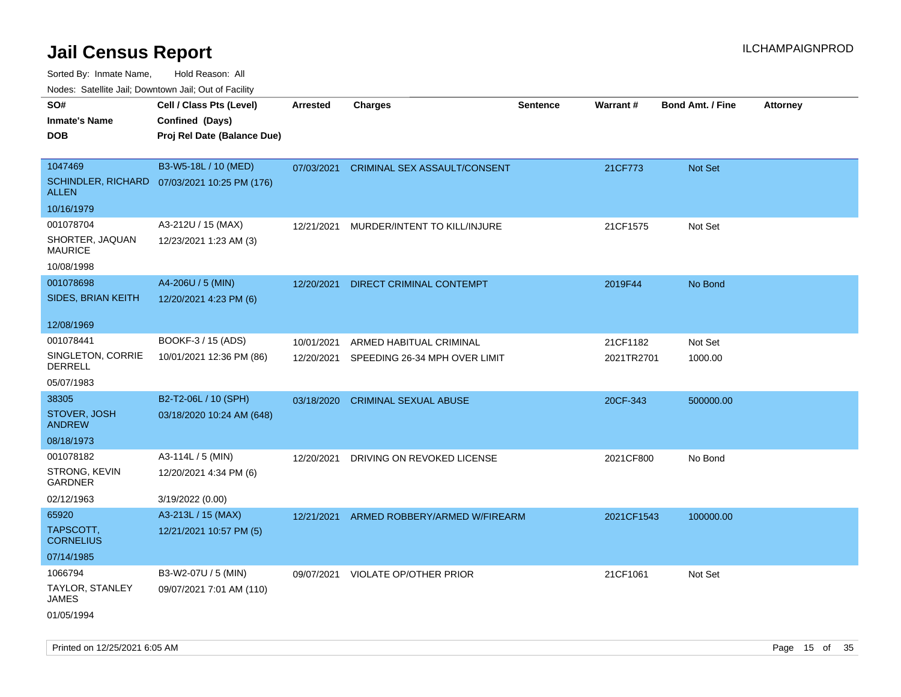# Jail Census Report

ILCHAMPAIGNPROD

Sorted By: Inmate Name, Hold Reason: All

Nodes: Satellite Jail; Downtown Jail; Out of Facility

| SO# / Inmate's Name / DOB | Cell / Class Pts (Level) / Confined (Days) / Proj Rel Date (Balance Due) | Arrested | Charges | Sentence | Warrant # | Bond Amt. / Fine | Attorney |
|---|---|---|---|---|---|---|---|
| 1047469<br>SCHINDLER, RICHARD ALLEN<br>10/16/1979 | B3-W5-18L / 10 (MED)<br>07/03/2021 10:25 PM (176) | 07/03/2021 | CRIMINAL SEX ASSAULT/CONSENT | | 21CF773 | Not Set | |
| 001078704<br>SHORTER, JAQUAN MAURICE<br>10/08/1998 | A3-212U / 15 (MAX)<br>12/23/2021 1:23 AM (3) | 12/21/2021 | MURDER/INTENT TO KILL/INJURE | | 21CF1575 | Not Set | |
| 001078698<br>SIDES, BRIAN KEITH<br>12/08/1969 | A4-206U / 5 (MIN)<br>12/20/2021 4:23 PM (6) | 12/20/2021 | DIRECT CRIMINAL CONTEMPT | | 2019F44 | No Bond | |
| 001078441<br>SINGLETON, CORRIE DERRELL<br>05/07/1983 | BOOKF-3 / 15 (ADS)<br>10/01/2021 12:36 PM (86) | 10/01/2021<br>12/20/2021 | ARMED HABITUAL CRIMINAL<br>SPEEDING 26-34 MPH OVER LIMIT | | 21CF1182<br>2021TR2701 | Not Set<br>1000.00 | |
| 38305<br>STOVER, JOSH ANDREW<br>08/18/1973 | B2-T2-06L / 10 (SPH)<br>03/18/2020 10:24 AM (648) | 03/18/2020 | CRIMINAL SEXUAL ABUSE | | 20CF-343 | 500000.00 | |
| 001078182<br>STRONG, KEVIN GARDNER<br>02/12/1963 | A3-114L / 5 (MIN)<br>12/20/2021 4:34 PM (6)<br>3/19/2022 (0.00) | 12/20/2021 | DRIVING ON REVOKED LICENSE | | 2021CF800 | No Bond | |
| 65920<br>TAPSCOTT, CORNELIUS<br>07/14/1985 | A3-213L / 15 (MAX)<br>12/21/2021 10:57 PM (5) | 12/21/2021 | ARMED ROBBERY/ARMED W/FIREARM | | 2021CF1543 | 100000.00 | |
| 1066794<br>TAYLOR, STANLEY JAMES<br>01/05/1994 | B3-W2-07U / 5 (MIN)<br>09/07/2021 7:01 AM (110) | 09/07/2021 | VIOLATE OP/OTHER PRIOR | | 21CF1061 | Not Set | |

Printed on 12/25/2021 6:05 AM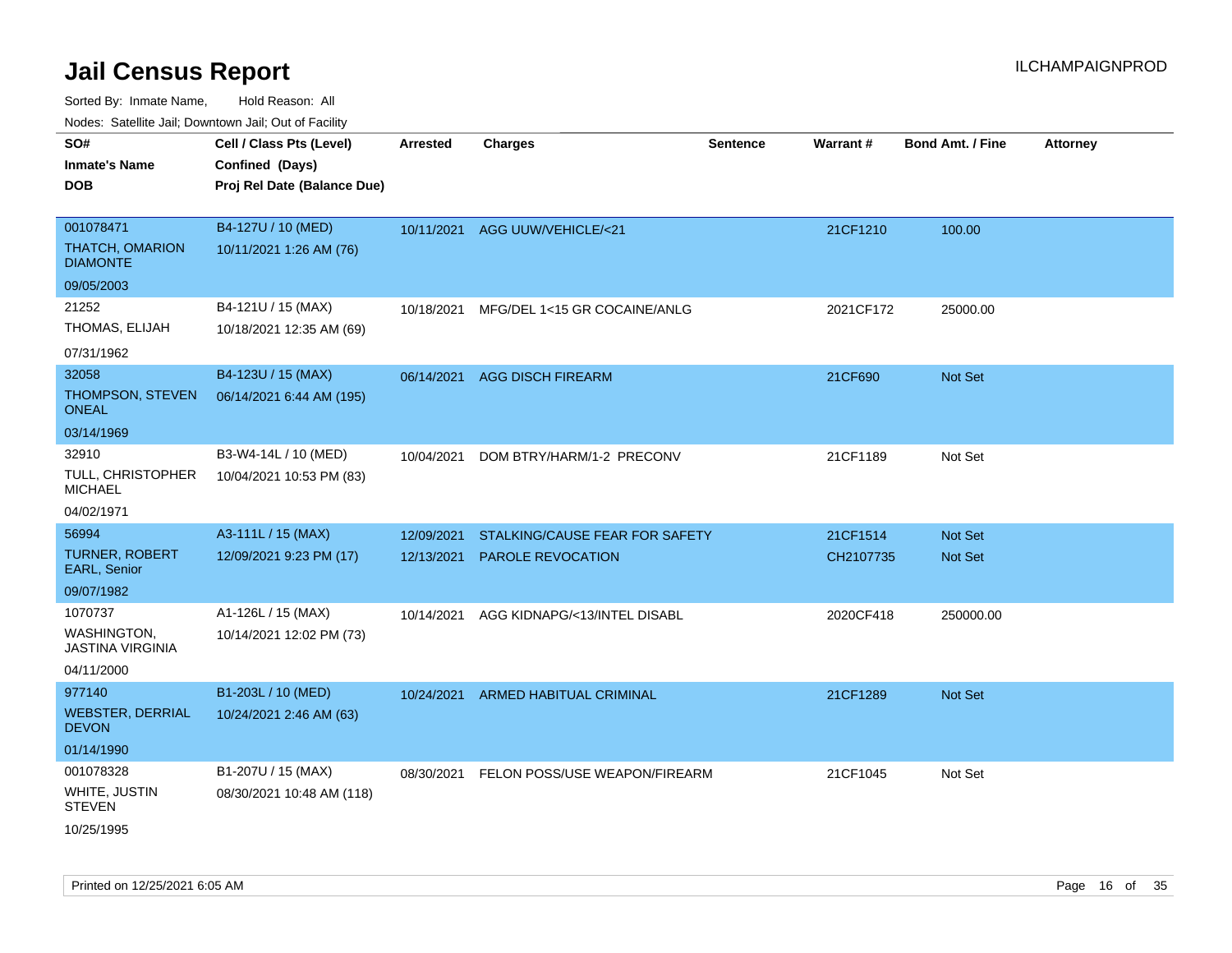# Jail Census Report

ILCHAMPAIGNPROD

Sorted By: Inmate Name, Hold Reason: All

Nodes: Satellite Jail; Downtown Jail; Out of Facility

| SO# / Inmate's Name / DOB | Cell / Class Pts (Level) / Confined (Days) / Proj Rel Date (Balance Due) | Arrested | Charges | Sentence | Warrant # | Bond Amt. / Fine | Attorney |
|---|---|---|---|---|---|---|---|
| 001078471<br>THATCH, OMARION DIAMONTE<br>09/05/2003 | B4-127U / 10 (MED)<br>10/11/2021 1:26 AM (76) | 10/11/2021 | AGG UUW/VEHICLE/<21 | | 21CF1210 | 100.00 | |
| 21252<br>THOMAS, ELIJAH<br>07/31/1962 | B4-121U / 15 (MAX)<br>10/18/2021 12:35 AM (69) | 10/18/2021 | MFG/DEL 1<15 GR COCAINE/ANLG | | 2021CF172 | 25000.00 | |
| 32058<br>THOMPSON, STEVEN ONEAL<br>03/14/1969 | B4-123U / 15 (MAX)<br>06/14/2021 6:44 AM (195) | 06/14/2021 | AGG DISCH FIREARM | | 21CF690 | Not Set | |
| 32910<br>TULL, CHRISTOPHER MICHAEL<br>04/02/1971 | B3-W4-14L / 10 (MED)<br>10/04/2021 10:53 PM (83) | 10/04/2021 | DOM BTRY/HARM/1-2 PRECONV | | 21CF1189 | Not Set | |
| 56994<br>TURNER, ROBERT EARL, Senior<br>09/07/1982 | A3-111L / 15 (MAX)<br>12/09/2021 9:23 PM (17) | 12/09/2021<br>12/13/2021 | STALKING/CAUSE FEAR FOR SAFETY<br>PAROLE REVOCATION | | 21CF1514<br>CH2107735 | Not Set<br>Not Set | |
| 1070737<br>WASHINGTON, JASTINA VIRGINIA<br>04/11/2000 | A1-126L / 15 (MAX)<br>10/14/2021 12:02 PM (73) | 10/14/2021 | AGG KIDNAPG/<13/INTEL DISABL | | 2020CF418 | 250000.00 | |
| 977140<br>WEBSTER, DERRIAL DEVON<br>01/14/1990 | B1-203L / 10 (MED)<br>10/24/2021 2:46 AM (63) | 10/24/2021 | ARMED HABITUAL CRIMINAL | | 21CF1289 | Not Set | |
| 001078328<br>WHITE, JUSTIN STEVEN<br>10/25/1995 | B1-207U / 15 (MAX)<br>08/30/2021 10:48 AM (118) | 08/30/2021 | FELON POSS/USE WEAPON/FIREARM | | 21CF1045 | Not Set | |

Printed on 12/25/2021 6:05 AM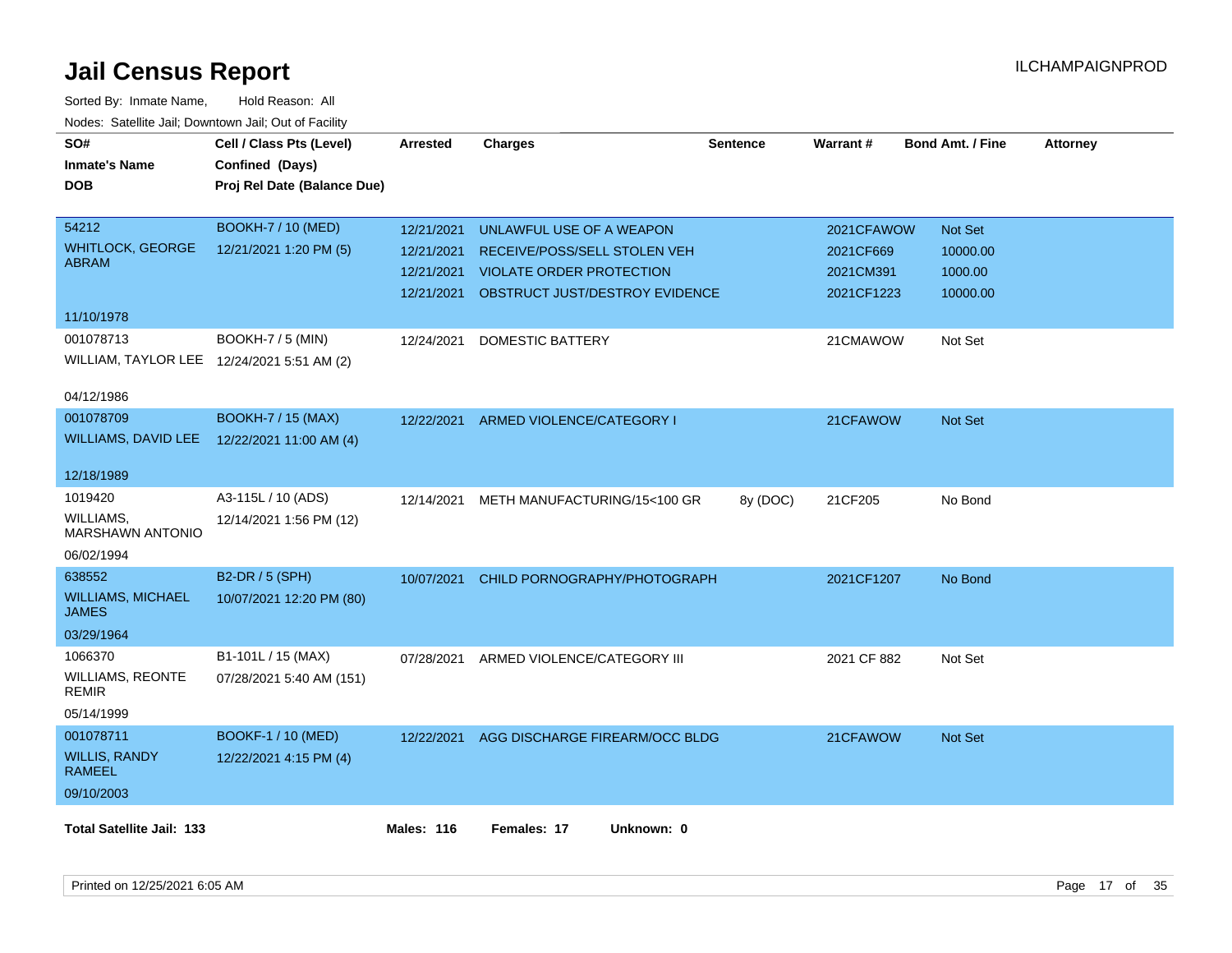# Jail Census Report

ILCHAMPAIGNPROD

Sorted By: Inmate Name, Hold Reason: All

Nodes: Satellite Jail; Downtown Jail; Out of Facility

| SO# / Inmate's Name / DOB | Cell / Class Pts (Level) / Confined (Days) / Proj Rel Date (Balance Due) | Arrested | Charges | Sentence | Warrant # | Bond Amt. / Fine | Attorney |
|---|---|---|---|---|---|---|---|
| 54212<br>WHITLOCK, GEORGE ABRAM<br>11/10/1978 | BOOKH-7 / 10 (MED)<br>12/21/2021 1:20 PM (5) | 12/21/2021<br>12/21/2021<br>12/21/2021<br>12/21/2021 | UNLAWFUL USE OF A WEAPON<br>RECEIVE/POSS/SELL STOLEN VEH<br>VIOLATE ORDER PROTECTION<br>OBSTRUCT JUST/DESTROY EVIDENCE | | 2021CFAWOW<br>2021CF669<br>2021CM391<br>2021CF1223 | Not Set<br>10000.00<br>1000.00<br>10000.00 | |
| 001078713<br>WILLIAM, TAYLOR LEE<br>04/12/1986 | BOOKH-7 / 5 (MIN)<br>12/24/2021 5:51 AM (2) | 12/24/2021 | DOMESTIC BATTERY | | 21CMAWOW | Not Set | |
| 001078709<br>WILLIAMS, DAVID LEE<br>12/18/1989 | BOOKH-7 / 15 (MAX)<br>12/22/2021 11:00 AM (4) | 12/22/2021 | ARMED VIOLENCE/CATEGORY I | | 21CFAWOW | Not Set | |
| 1019420<br>WILLIAMS, MARSHAWN ANTONIO<br>06/02/1994 | A3-115L / 10 (ADS)<br>12/14/2021 1:56 PM (12) | 12/14/2021 | METH MANUFACTURING/15<100 GR | 8y (DOC) | 21CF205 | No Bond | |
| 638552<br>WILLIAMS, MICHAEL JAMES<br>03/29/1964 | B2-DR / 5 (SPH)<br>10/07/2021 12:20 PM (80) | 10/07/2021 | CHILD PORNOGRAPHY/PHOTOGRAPH | | 2021CF1207 | No Bond | |
| 1066370<br>WILLIAMS, REONTE REMIR<br>05/14/1999 | B1-101L / 15 (MAX)<br>07/28/2021 5:40 AM (151) | 07/28/2021 | ARMED VIOLENCE/CATEGORY III | | 2021 CF 882 | Not Set | |
| 001078711<br>WILLIS, RANDY RAMEEL<br>09/10/2003 | BOOKF-1 / 10 (MED)<br>12/22/2021 4:15 PM (4) | 12/22/2021 | AGG DISCHARGE FIREARM/OCC BLDG | | 21CFAWOW | Not Set | |

**Total Satellite Jail: 133** **Males: 116** **Females: 17** **Unknown: 0**

Printed on 12/25/2021 6:05 AM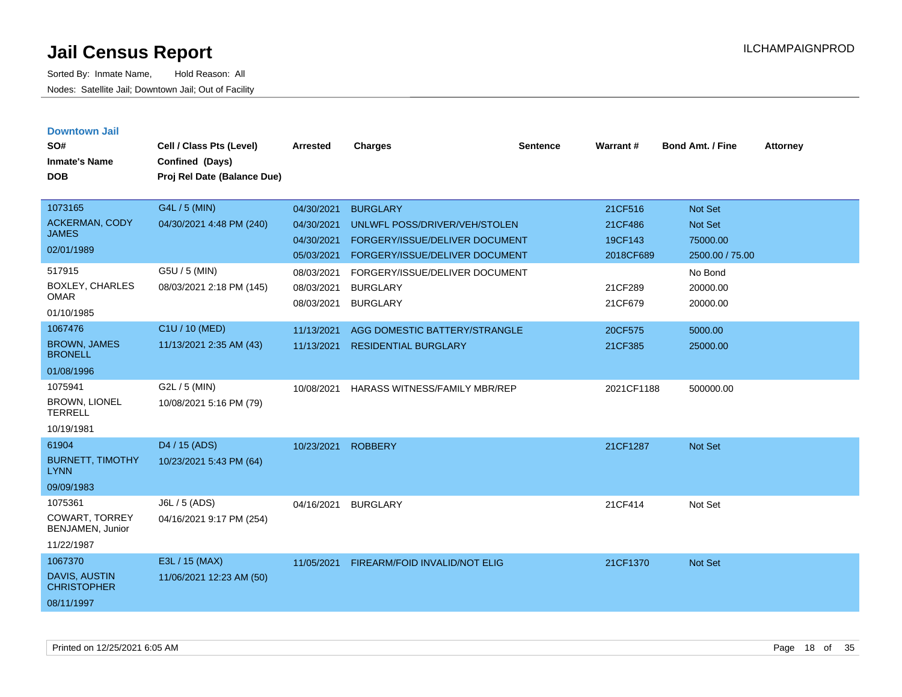# Jail Census Report

Sorted By: Inmate Name, Hold Reason: All

Nodes: Satellite Jail; Downtown Jail; Out of Facility

ILCHAMPAIGNPROD

## Downtown Jail

| SO# / Inmate's Name / DOB | Cell / Class Pts (Level) / Confined (Days) / Proj Rel Date (Balance Due) | Arrested | Charges | Sentence | Warrant # | Bond Amt. / Fine | Attorney |
|---|---|---|---|---|---|---|---|
| 1073165<br>ACKERMAN, CODY JAMES<br>02/01/1989 | G4L / 5 (MIN)<br>04/30/2021 4:48 PM (240) | 04/30/2021 | BURGLARY | | 21CF516 | Not Set | |
| | | 04/30/2021 | UNLWFL POSS/DRIVER/VEH/STOLEN | | 21CF486 | Not Set | |
| | | 04/30/2021 | FORGERY/ISSUE/DELIVER DOCUMENT | | 19CF143 | 75000.00 | |
| | | 05/03/2021 | FORGERY/ISSUE/DELIVER DOCUMENT | | 2018CF689 | 2500.00 / 75.00 | |
| 517915<br>BOXLEY, CHARLES OMAR<br>01/10/1985 | G5U / 5 (MIN)<br>08/03/2021 2:18 PM (145) | 08/03/2021 | FORGERY/ISSUE/DELIVER DOCUMENT | | | No Bond | |
| | | 08/03/2021 | BURGLARY | | 21CF289 | 20000.00 | |
| | | 08/03/2021 | BURGLARY | | 21CF679 | 20000.00 | |
| 1067476<br>BROWN, JAMES BRONELL<br>01/08/1996 | C1U / 10 (MED)<br>11/13/2021 2:35 AM (43) | 11/13/2021 | AGG DOMESTIC BATTERY/STRANGLE | | 20CF575 | 5000.00 | |
| | | 11/13/2021 | RESIDENTIAL BURGLARY | | 21CF385 | 25000.00 | |
| 1075941<br>BROWN, LIONEL TERRELL<br>10/19/1981 | G2L / 5 (MIN)<br>10/08/2021 5:16 PM (79) | 10/08/2021 | HARASS WITNESS/FAMILY MBR/REP | | 2021CF1188 | 500000.00 | |
| 61904<br>BURNETT, TIMOTHY LYNN<br>09/09/1983 | D4 / 15 (ADS)<br>10/23/2021 5:43 PM (64) | 10/23/2021 | ROBBERY | | 21CF1287 | Not Set | |
| 1075361<br>COWART, TORREY BENJAMEN, Junior<br>11/22/1987 | J6L / 5 (ADS)<br>04/16/2021 9:17 PM (254) | 04/16/2021 | BURGLARY | | 21CF414 | Not Set | |
| 1067370<br>DAVIS, AUSTIN CHRISTOPHER<br>08/11/1997 | E3L / 15 (MAX)<br>11/06/2021 12:23 AM (50) | 11/05/2021 | FIREARM/FOID INVALID/NOT ELIG | | 21CF1370 | Not Set | |

Printed on 12/25/2021 6:05 AM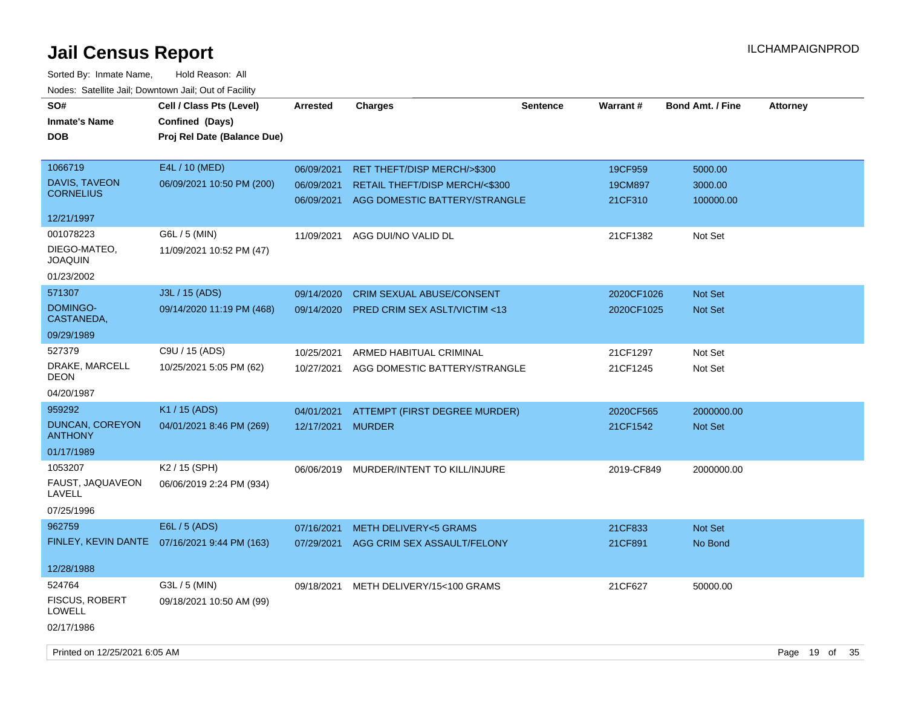# Jail Census Report

ILCHAMPAIGNPROD

Sorted By: Inmate Name, Hold Reason: All

Nodes: Satellite Jail; Downtown Jail; Out of Facility

| SO# / Inmate's Name / DOB | Cell / Class Pts (Level) / Confined (Days) / Proj Rel Date (Balance Due) | Arrested | Charges | Sentence | Warrant # | Bond Amt. / Fine | Attorney |
|---|---|---|---|---|---|---|---|
| 1066719<br>DAVIS, TAVEON CORNELIUS<br>12/21/1997 | E4L / 10 (MED)<br>06/09/2021 10:50 PM (200) | 06/09/2021<br>06/09/2021<br>06/09/2021 | RET THEFT/DISP MERCH/>$300<br>RETAIL THEFT/DISP MERCH/<$300<br>AGG DOMESTIC BATTERY/STRANGLE | | 19CF959<br>19CM897<br>21CF310 | 5000.00<br>3000.00<br>100000.00 | |
| 001078223<br>DIEGO-MATEO, JOAQUIN<br>01/23/2002 | G6L / 5 (MIN)<br>11/09/2021 10:52 PM (47) | 11/09/2021 | AGG DUI/NO VALID DL | | 21CF1382 | Not Set | |
| 571307<br>DOMINGO-CASTANEDA,<br>09/29/1989 | J3L / 15 (ADS)<br>09/14/2020 11:19 PM (468) | 09/14/2020<br>09/14/2020 | CRIM SEXUAL ABUSE/CONSENT<br>PRED CRIM SEX ASLT/VICTIM <13 | | 2020CF1026<br>2020CF1025 | Not Set<br>Not Set | |
| 527379<br>DRAKE, MARCELL DEON<br>04/20/1987 | C9U / 15 (ADS)<br>10/25/2021 5:05 PM (62) | 10/25/2021<br>10/27/2021 | ARMED HABITUAL CRIMINAL<br>AGG DOMESTIC BATTERY/STRANGLE | | 21CF1297<br>21CF1245 | Not Set<br>Not Set | |
| 959292<br>DUNCAN, COREYON ANTHONY<br>01/17/1989 | K1 / 15 (ADS)<br>04/01/2021 8:46 PM (269) | 04/01/2021<br>12/17/2021 | ATTEMPT (FIRST DEGREE MURDER)<br>MURDER | | 2020CF565<br>21CF1542 | 2000000.00<br>Not Set | |
| 1053207<br>FAUST, JAQUAVEON LAVELL<br>07/25/1996 | K2 / 15 (SPH)<br>06/06/2019 2:24 PM (934) | 06/06/2019 | MURDER/INTENT TO KILL/INJURE | | 2019-CF849 | 2000000.00 | |
| 962759<br>FINLEY, KEVIN DANTE<br>12/28/1988 | E6L / 5 (ADS)<br>07/16/2021 9:44 PM (163) | 07/16/2021<br>07/29/2021 | METH DELIVERY<5 GRAMS<br>AGG CRIM SEX ASSAULT/FELONY | | 21CF833<br>21CF891 | Not Set<br>No Bond | |
| 524764<br>FISCUS, ROBERT LOWELL<br>02/17/1986 | G3L / 5 (MIN)<br>09/18/2021 10:50 AM (99) | 09/18/2021 | METH DELIVERY/15<100 GRAMS | | 21CF627 | 50000.00 | |

Printed on 12/25/2021 6:05 AM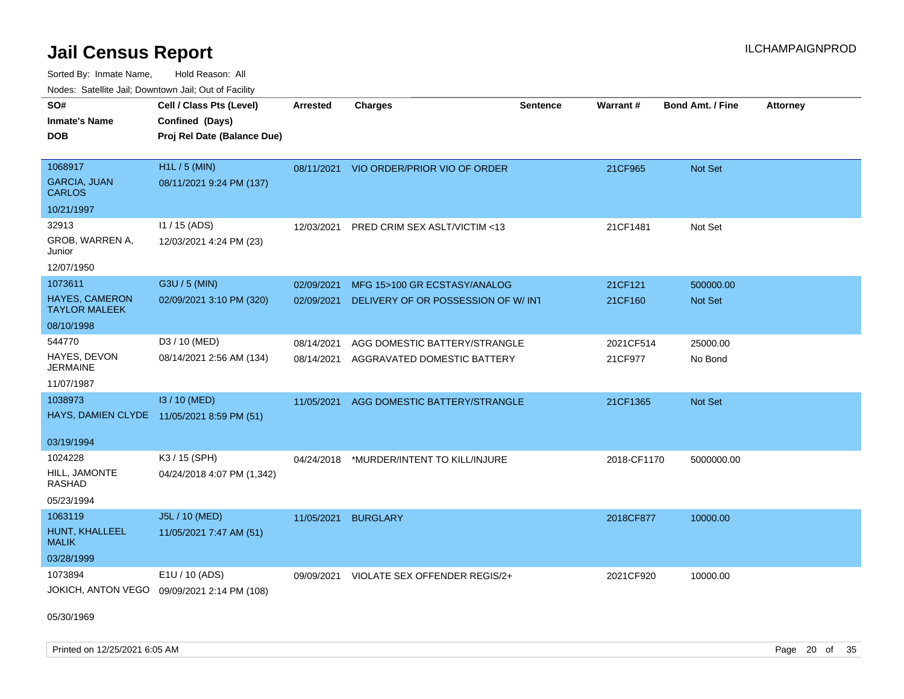# Jail Census Report

Sorted By: Inmate Name, Hold Reason: All

Nodes: Satellite Jail; Downtown Jail; Out of Facility

| SO# / Inmate's Name / DOB | Cell / Class Pts (Level) / Confined (Days) / Proj Rel Date (Balance Due) | Arrested | Charges | Sentence | Warrant # | Bond Amt. / Fine | Attorney |
|---|---|---|---|---|---|---|---|
| 1068917<br>GARCIA, JUAN CARLOS<br>10/21/1997 | H1L / 5 (MIN)<br>08/11/2021 9:24 PM (137) | 08/11/2021 | VIO ORDER/PRIOR VIO OF ORDER | | 21CF965 | Not Set | |
| 32913<br>GROB, WARREN A, Junior<br>12/07/1950 | I1 / 15 (ADS)<br>12/03/2021 4:24 PM (23) | 12/03/2021 | PRED CRIM SEX ASLT/VICTIM <13 | | 21CF1481 | Not Set | |
| 1073611<br>HAYES, CAMERON TAYLOR MALEEK<br>08/10/1998 | G3U / 5 (MIN)<br>02/09/2021 3:10 PM (320) | 02/09/2021<br>02/09/2021 | MFG 15>100 GR ECSTASY/ANALOG<br>DELIVERY OF OR POSSESSION OF W/ INT | | 21CF121<br>21CF160 | 500000.00<br>Not Set | |
| 544770<br>HAYES, DEVON JERMAINE<br>11/07/1987 | D3 / 10 (MED)<br>08/14/2021 2:56 AM (134) | 08/14/2021<br>08/14/2021 | AGG DOMESTIC BATTERY/STRANGLE<br>AGGRAVATED DOMESTIC BATTERY | | 2021CF514<br>21CF977 | 25000.00<br>No Bond | |
| 1038973<br>HAYS, DAMIEN CLYDE<br>03/19/1994 | I3 / 10 (MED)<br>11/05/2021 8:59 PM (51) | 11/05/2021 | AGG DOMESTIC BATTERY/STRANGLE | | 21CF1365 | Not Set | |
| 1024228<br>HILL, JAMONTE RASHAD<br>05/23/1994 | K3 / 15 (SPH)<br>04/24/2018 4:07 PM (1,342) | 04/24/2018 | *MURDER/INTENT TO KILL/INJURE | | 2018-CF1170 | 5000000.00 | |
| 1063119<br>HUNT, KHALLEEL MALIK<br>03/28/1999 | J5L / 10 (MED)<br>11/05/2021 7:47 AM (51) | 11/05/2021 | BURGLARY | | 2018CF877 | 10000.00 | |
| 1073894<br>JOKICH, ANTON VEGO<br>05/30/1969 | E1U / 10 (ADS)<br>09/09/2021 2:14 PM (108) | 09/09/2021 | VIOLATE SEX OFFENDER REGIS/2+ | | 2021CF920 | 10000.00 | |

Printed on 12/25/2021 6:05 AM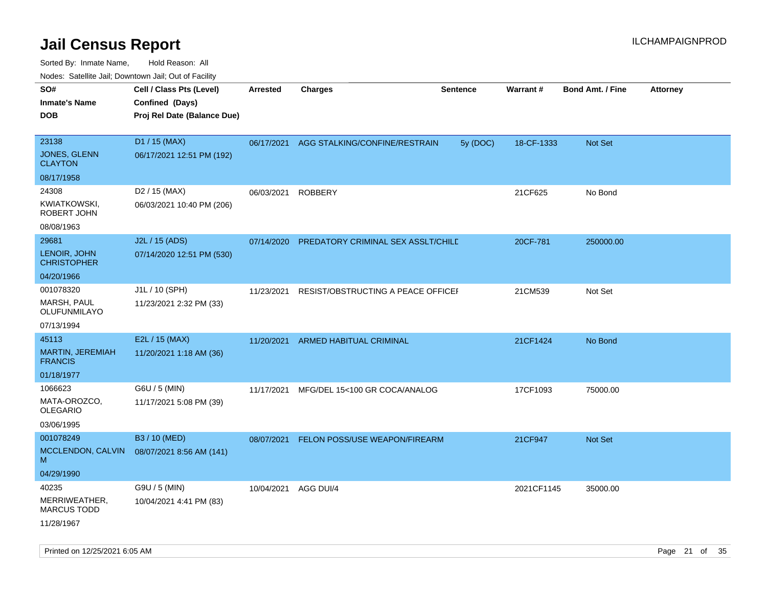# Jail Census Report

ILCHAMPAIGNPROD

Sorted By: Inmate Name, Hold Reason: All

Nodes: Satellite Jail; Downtown Jail; Out of Facility

| SO# / Inmate's Name / DOB | Cell / Class Pts (Level) / Confined (Days) / Proj Rel Date (Balance Due) | Arrested | Charges | Sentence | Warrant # | Bond Amt. / Fine | Attorney |
|---|---|---|---|---|---|---|---|
| 23138 JONES, GLENN CLAYTON 08/17/1958 | D1 / 15 (MAX) 06/17/2021 12:51 PM (192) | 06/17/2021 | AGG STALKING/CONFINE/RESTRAIN | 5y (DOC) | 18-CF-1333 | Not Set | |
| 24308 KWIATKOWSKI, ROBERT JOHN 08/08/1963 | D2 / 15 (MAX) 06/03/2021 10:40 PM (206) | 06/03/2021 | ROBBERY | | 21CF625 | No Bond | |
| 29681 LENOIR, JOHN CHRISTOPHER 04/20/1966 | J2L / 15 (ADS) 07/14/2020 12:51 PM (530) | 07/14/2020 | PREDATORY CRIMINAL SEX ASSLT/CHILD | | 20CF-781 | 250000.00 | |
| 001078320 MARSH, PAUL OLUFUNMILAYO 07/13/1994 | J1L / 10 (SPH) 11/23/2021 2:32 PM (33) | 11/23/2021 | RESIST/OBSTRUCTING A PEACE OFFICER | | 21CM539 | Not Set | |
| 45113 MARTIN, JEREMIAH FRANCIS 01/18/1977 | E2L / 15 (MAX) 11/20/2021 1:18 AM (36) | 11/20/2021 | ARMED HABITUAL CRIMINAL | | 21CF1424 | No Bond | |
| 1066623 MATA-OROZCO, OLEGARIO 03/06/1995 | G6U / 5 (MIN) 11/17/2021 5:08 PM (39) | 11/17/2021 | MFG/DEL 15<100 GR COCA/ANALOG | | 17CF1093 | 75000.00 | |
| 001078249 MCCLENDON, CALVIN M 04/29/1990 | B3 / 10 (MED) 08/07/2021 8:56 AM (141) | 08/07/2021 | FELON POSS/USE WEAPON/FIREARM | | 21CF947 | Not Set | |
| 40235 MERRIWEATHER, MARCUS TODD 11/28/1967 | G9U / 5 (MIN) 10/04/2021 4:41 PM (83) | 10/04/2021 | AGG DUI/4 | | 2021CF1145 | 35000.00 | |

Printed on 12/25/2021 6:05 AM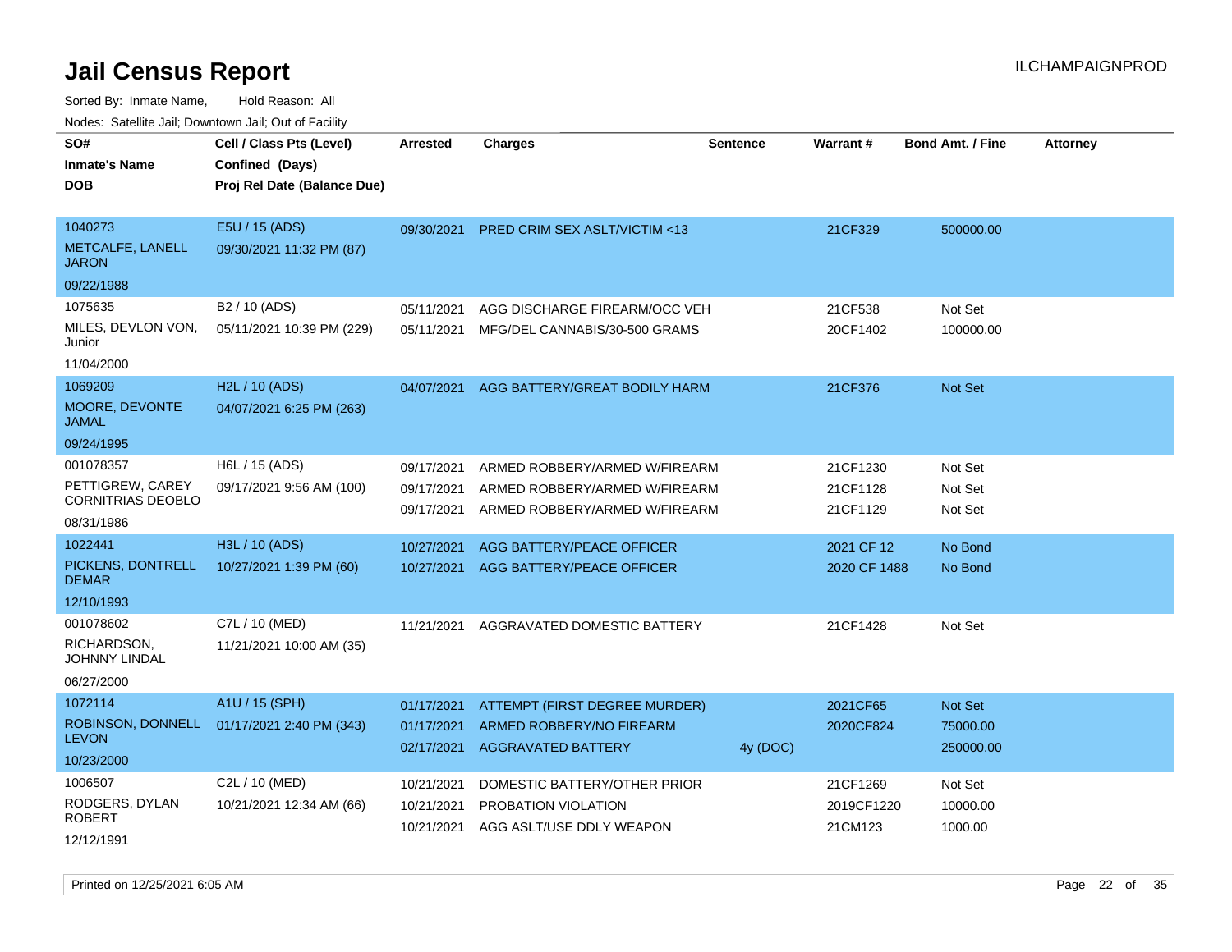# Jail Census Report

ILCHAMPAIGNPROD

Sorted By: Inmate Name, Hold Reason: All

Nodes: Satellite Jail; Downtown Jail; Out of Facility

| SO#<br>Inmate's Name<br>DOB | Cell / Class Pts (Level)<br>Confined (Days)<br>Proj Rel Date (Balance Due) | Arrested | Charges | Sentence | Warrant # | Bond Amt. / Fine | Attorney |
|---|---|---|---|---|---|---|---|
| 1040273<br>METCALFE, LANELL JARON<br>09/22/1988 | E5U / 15 (ADS)<br>09/30/2021 11:32 PM (87) | 09/30/2021 | PRED CRIM SEX ASLT/VICTIM <13 | | 21CF329 | 500000.00 | |
| 1075635<br>MILES, DEVLON VON, Junior<br>11/04/2000 | B2 / 10 (ADS)<br>05/11/2021 10:39 PM (229) | 05/11/2021<br>05/11/2021 | AGG DISCHARGE FIREARM/OCC VEH<br>MFG/DEL CANNABIS/30-500 GRAMS | | 21CF538<br>20CF1402 | Not Set<br>100000.00 | |
| 1069209<br>MOORE, DEVONTE JAMAL<br>09/24/1995 | H2L / 10 (ADS)<br>04/07/2021 6:25 PM (263) | 04/07/2021 | AGG BATTERY/GREAT BODILY HARM | | 21CF376 | Not Set | |
| 001078357<br>PETTIGREW, CAREY CORNITRIAS DEOBLO<br>08/31/1986 | H6L / 15 (ADS)<br>09/17/2021 9:56 AM (100) | 09/17/2021<br>09/17/2021<br>09/17/2021 | ARMED ROBBERY/ARMED W/FIREARM<br>ARMED ROBBERY/ARMED W/FIREARM<br>ARMED ROBBERY/ARMED W/FIREARM | | 21CF1230<br>21CF1128<br>21CF1129 | Not Set<br>Not Set<br>Not Set | |
| 1022441<br>PICKENS, DONTRELL DEMAR<br>12/10/1993 | H3L / 10 (ADS)<br>10/27/2021 1:39 PM (60) | 10/27/2021<br>10/27/2021 | AGG BATTERY/PEACE OFFICER<br>AGG BATTERY/PEACE OFFICER | | 2021 CF 12<br>2020 CF 1488 | No Bond<br>No Bond | |
| 001078602<br>RICHARDSON, JOHNNY LINDAL<br>06/27/2000 | C7L / 10 (MED)<br>11/21/2021 10:00 AM (35) | 11/21/2021 | AGGRAVATED DOMESTIC BATTERY | | 21CF1428 | Not Set | |
| 1072114<br>ROBINSON, DONNELL LEVON<br>10/23/2000 | A1U / 15 (SPH)<br>01/17/2021 2:40 PM (343) | 01/17/2021<br>01/17/2021<br>02/17/2021 | ATTEMPT (FIRST DEGREE MURDER)<br>ARMED ROBBERY/NO FIREARM<br>AGGRAVATED BATTERY | <br><br>4y (DOC) | 2021CF65<br>2020CF824 | Not Set<br>75000.00<br>250000.00 | |
| 1006507<br>RODGERS, DYLAN ROBERT<br>12/12/1991 | C2L / 10 (MED)<br>10/21/2021 12:34 AM (66) | 10/21/2021<br>10/21/2021<br>10/21/2021 | DOMESTIC BATTERY/OTHER PRIOR<br>PROBATION VIOLATION<br>AGG ASLT/USE DDLY WEAPON | | 21CF1269<br>2019CF1220<br>21CM123 | Not Set<br>10000.00<br>1000.00 | |

Printed on 12/25/2021 6:05 AM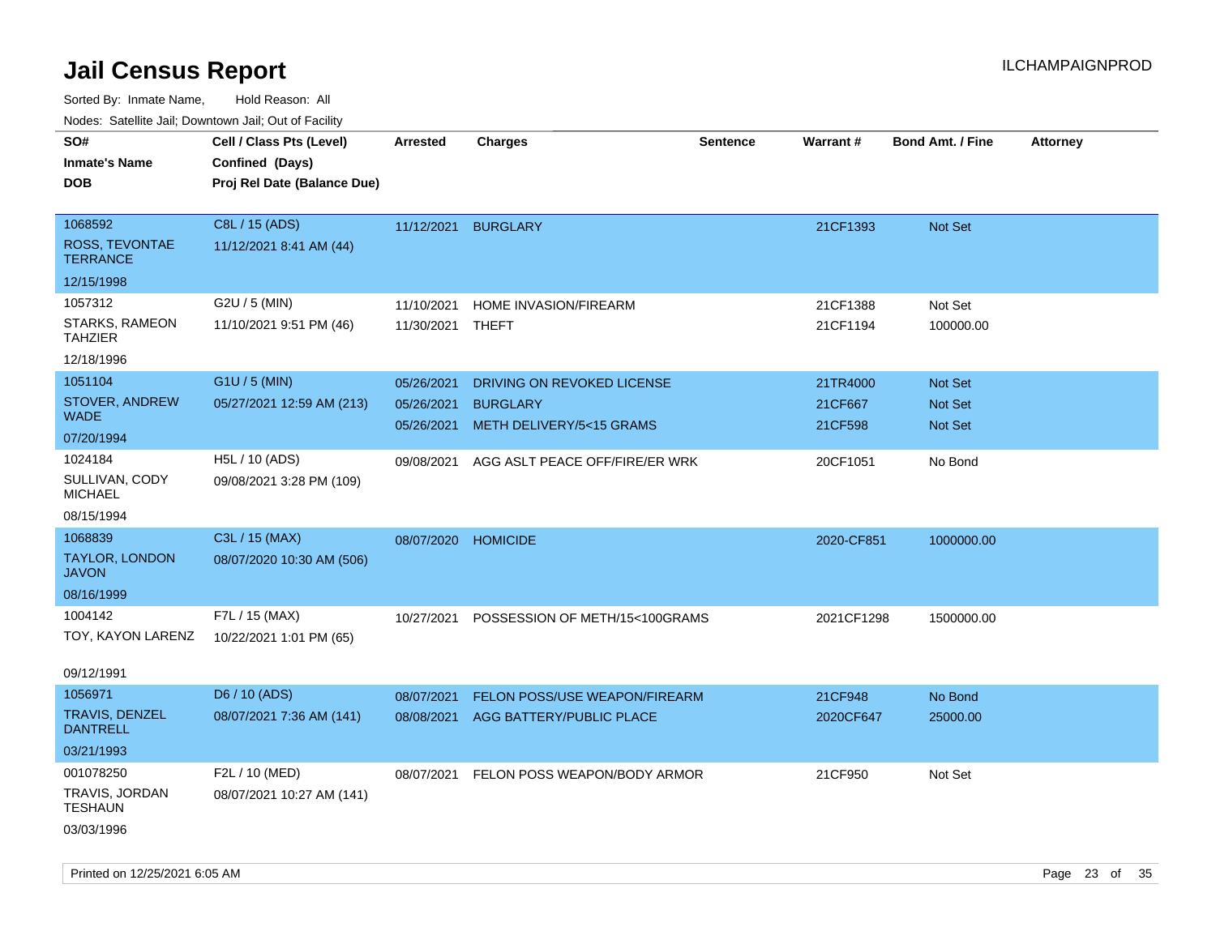# Jail Census Report

ILCHAMPAIGNPROD

Sorted By: Inmate Name, Hold Reason: All

Nodes: Satellite Jail; Downtown Jail; Out of Facility

| SO# / Inmate's Name / DOB | Cell / Class Pts (Level) / Confined (Days) / Proj Rel Date (Balance Due) | Arrested | Charges | Sentence | Warrant # | Bond Amt. / Fine | Attorney |
|---|---|---|---|---|---|---|---|
| 1068592<br>ROSS, TEVONTAE TERRANCE<br>12/15/1998 | C8L / 15 (ADS)<br>11/12/2021 8:41 AM (44) | 11/12/2021 | BURGLARY | | 21CF1393 | Not Set | |
| 1057312<br>STARKS, RAMEON TAHZIER<br>12/18/1996 | G2U / 5 (MIN)<br>11/10/2021 9:51 PM (46) | 11/10/2021<br>11/30/2021 | HOME INVASION/FIREARM<br>THEFT | | 21CF1388<br>21CF1194 | Not Set<br>100000.00 | |
| 1051104<br>STOVER, ANDREW WADE<br>07/20/1994 | G1U / 5 (MIN)<br>05/27/2021 12:59 AM (213) | 05/26/2021<br>05/26/2021<br>05/26/2021 | DRIVING ON REVOKED LICENSE<br>BURGLARY<br>METH DELIVERY/5<15 GRAMS | | 21TR4000<br>21CF667<br>21CF598 | Not Set<br>Not Set<br>Not Set | |
| 1024184<br>SULLIVAN, CODY MICHAEL<br>08/15/1994 | H5L / 10 (ADS)<br>09/08/2021 3:28 PM (109) | 09/08/2021 | AGG ASLT PEACE OFF/FIRE/ER WRK | | 20CF1051 | No Bond | |
| 1068839<br>TAYLOR, LONDON JAVON<br>08/16/1999 | C3L / 15 (MAX)<br>08/07/2020 10:30 AM (506) | 08/07/2020 | HOMICIDE | | 2020-CF851 | 1000000.00 | |
| 1004142<br>TOY, KAYON LARENZ<br>09/12/1991 | F7L / 15 (MAX)<br>10/22/2021 1:01 PM (65) | 10/27/2021 | POSSESSION OF METH/15<100GRAMS | | 2021CF1298 | 1500000.00 | |
| 1056971<br>TRAVIS, DENZEL DANTRELL<br>03/21/1993 | D6 / 10 (ADS)<br>08/07/2021 7:36 AM (141) | 08/07/2021<br>08/08/2021 | FELON POSS/USE WEAPON/FIREARM<br>AGG BATTERY/PUBLIC PLACE | | 21CF948<br>2020CF647 | No Bond<br>25000.00 | |
| 001078250<br>TRAVIS, JORDAN TESHAUN<br>03/03/1996 | F2L / 10 (MED)<br>08/07/2021 10:27 AM (141) | 08/07/2021 | FELON POSS WEAPON/BODY ARMOR | | 21CF950 | Not Set | |

Printed on 12/25/2021 6:05 AM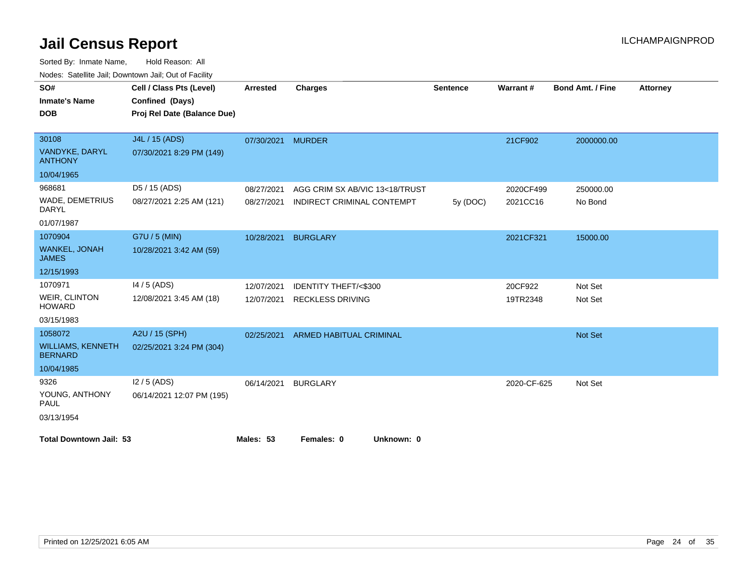# Jail Census Report

ILCHAMPAIGNPROD

Sorted By: Inmate Name, Hold Reason: All

Nodes: Satellite Jail; Downtown Jail; Out of Facility

| SO# / Inmate's Name / DOB | Cell / Class Pts (Level) / Confined (Days) / Proj Rel Date (Balance Due) | Arrested | Charges | Sentence | Warrant # | Bond Amt. / Fine | Attorney |
|---|---|---|---|---|---|---|---|
| 30108<br>VANDYKE, DARYL ANTHONY<br>10/04/1965 | J4L / 15 (ADS)<br>07/30/2021 8:29 PM (149) | 07/30/2021 | MURDER | | 21CF902 | 2000000.00 | |
| 968681<br>WADE, DEMETRIUS DARYL<br>01/07/1987 | D5 / 15 (ADS)<br>08/27/2021 2:25 AM (121) | 08/27/2021 | AGG CRIM SX AB/VIC 13<18/TRUST | | 2020CF499 | 250000.00 | |
| | | 08/27/2021 | INDIRECT CRIMINAL CONTEMPT | 5y (DOC) | 2021CC16 | No Bond | |
| 1070904<br>WANKEL, JONAH JAMES<br>12/15/1993 | G7U / 5 (MIN)<br>10/28/2021 3:42 AM (59) | 10/28/2021 | BURGLARY | | 2021CF321 | 15000.00 | |
| 1070971<br>WEIR, CLINTON HOWARD<br>03/15/1983 | I4 / 5 (ADS)<br>12/08/2021 3:45 AM (18) | 12/07/2021 | IDENTITY THEFT/<$300 | | 20CF922 | Not Set | |
| | | 12/07/2021 | RECKLESS DRIVING | | 19TR2348 | Not Set | |
| 1058072<br>WILLIAMS, KENNETH BERNARD<br>10/04/1985 | A2U / 15 (SPH)<br>02/25/2021 3:24 PM (304) | 02/25/2021 | ARMED HABITUAL CRIMINAL | | | Not Set | |
| 9326<br>YOUNG, ANTHONY PAUL<br>03/13/1954 | I2 / 5 (ADS)<br>06/14/2021 12:07 PM (195) | 06/14/2021 | BURGLARY | | 2020-CF-625 | Not Set | |

**Total Downtown Jail: 53** **Males: 53** **Females: 0** **Unknown: 0**

Printed on 12/25/2021 6:05 AM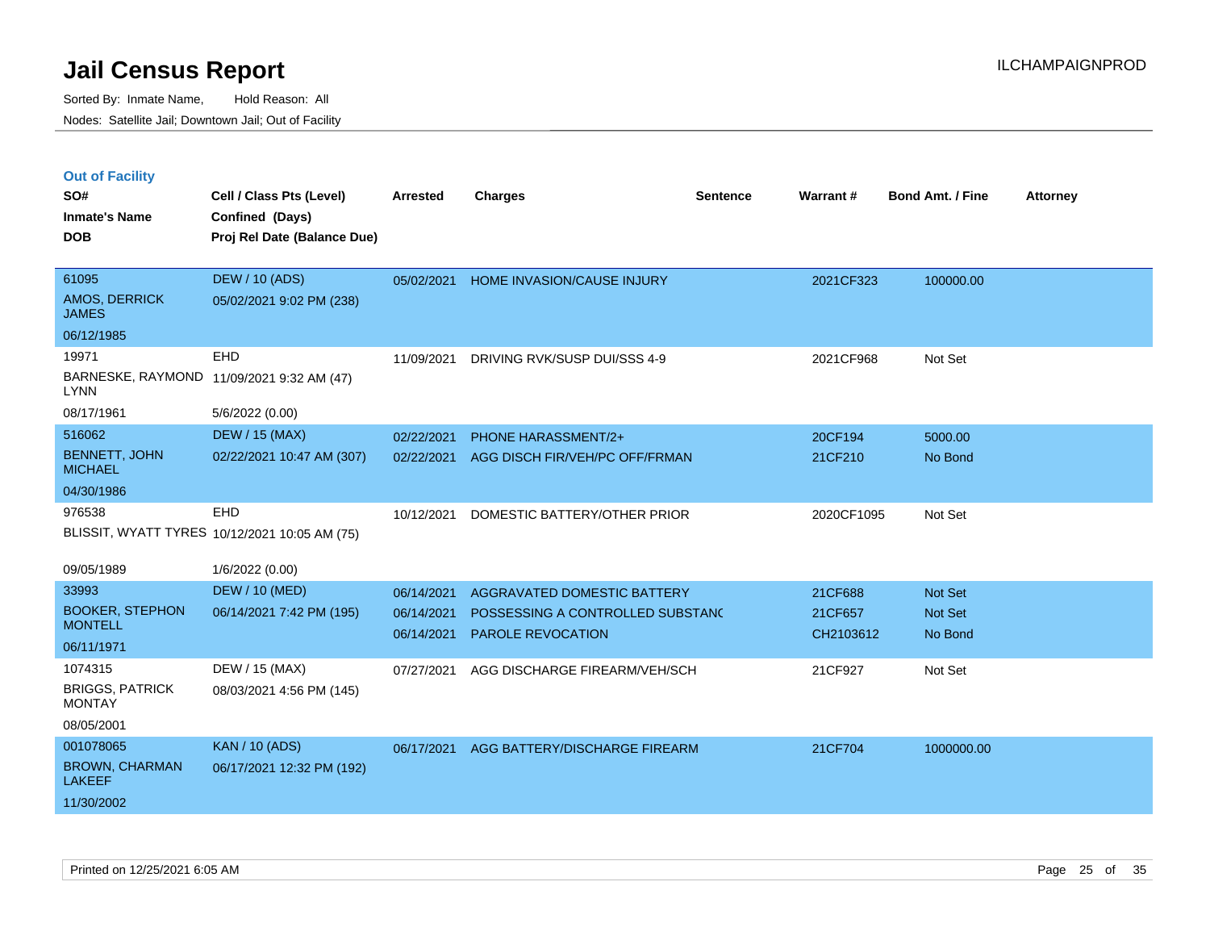# Jail Census Report

Sorted By: Inmate Name, Hold Reason: All

Nodes: Satellite Jail; Downtown Jail; Out of Facility

ILCHAMPAIGNPROD

### Out of Facility

| SO# / Inmate's Name / DOB | Cell / Class Pts (Level) / Confined (Days) / Proj Rel Date (Balance Due) | Arrested | Charges | Sentence | Warrant # | Bond Amt. / Fine | Attorney |
|---|---|---|---|---|---|---|---|
| 61095<br>AMOS, DERRICK JAMES<br>06/12/1985 | DEW / 10 (ADS)<br>05/02/2021 9:02 PM (238) | 05/02/2021 | HOME INVASION/CAUSE INJURY | | 2021CF323 | 100000.00 | |
| 19971<br>BARNESKE, RAYMOND LYNN<br>08/17/1961 | EHD<br>11/09/2021 9:32 AM (47)<br>5/6/2022 (0.00) | 11/09/2021 | DRIVING RVK/SUSP DUI/SSS 4-9 | | 2021CF968 | Not Set | |
| 516062<br>BENNETT, JOHN MICHAEL<br>04/30/1986 | DEW / 15 (MAX)<br>02/22/2021 10:47 AM (307) | 02/22/2021<br>02/22/2021 | PHONE HARASSMENT/2+<br>AGG DISCH FIR/VEH/PC OFF/FRMAN | | 20CF194<br>21CF210 | 5000.00<br>No Bond | |
| 976538<br>BLISSIT, WYATT TYRES<br>09/05/1989 | EHD<br>10/12/2021 10:05 AM (75)<br>1/6/2022 (0.00) | 10/12/2021 | DOMESTIC BATTERY/OTHER PRIOR | | 2020CF1095 | Not Set | |
| 33993<br>BOOKER, STEPHON MONTELL<br>06/11/1971 | DEW / 10 (MED)<br>06/14/2021 7:42 PM (195) | 06/14/2021<br>06/14/2021<br>06/14/2021 | AGGRAVATED DOMESTIC BATTERY<br>POSSESSING A CONTROLLED SUBSTANC<br>PAROLE REVOCATION | | 21CF688<br>21CF657<br>CH2103612 | Not Set<br>Not Set<br>No Bond | |
| 1074315<br>BRIGGS, PATRICK MONTAY<br>08/05/2001 | DEW / 15 (MAX)<br>08/03/2021 4:56 PM (145) | 07/27/2021 | AGG DISCHARGE FIREARM/VEH/SCH | | 21CF927 | Not Set | |
| 001078065<br>BROWN, CHARMAN LAKEEF<br>11/30/2002 | KAN / 10 (ADS)<br>06/17/2021 12:32 PM (192) | 06/17/2021 | AGG BATTERY/DISCHARGE FIREARM | | 21CF704 | 1000000.00 | |

Printed on 12/25/2021 6:05 AM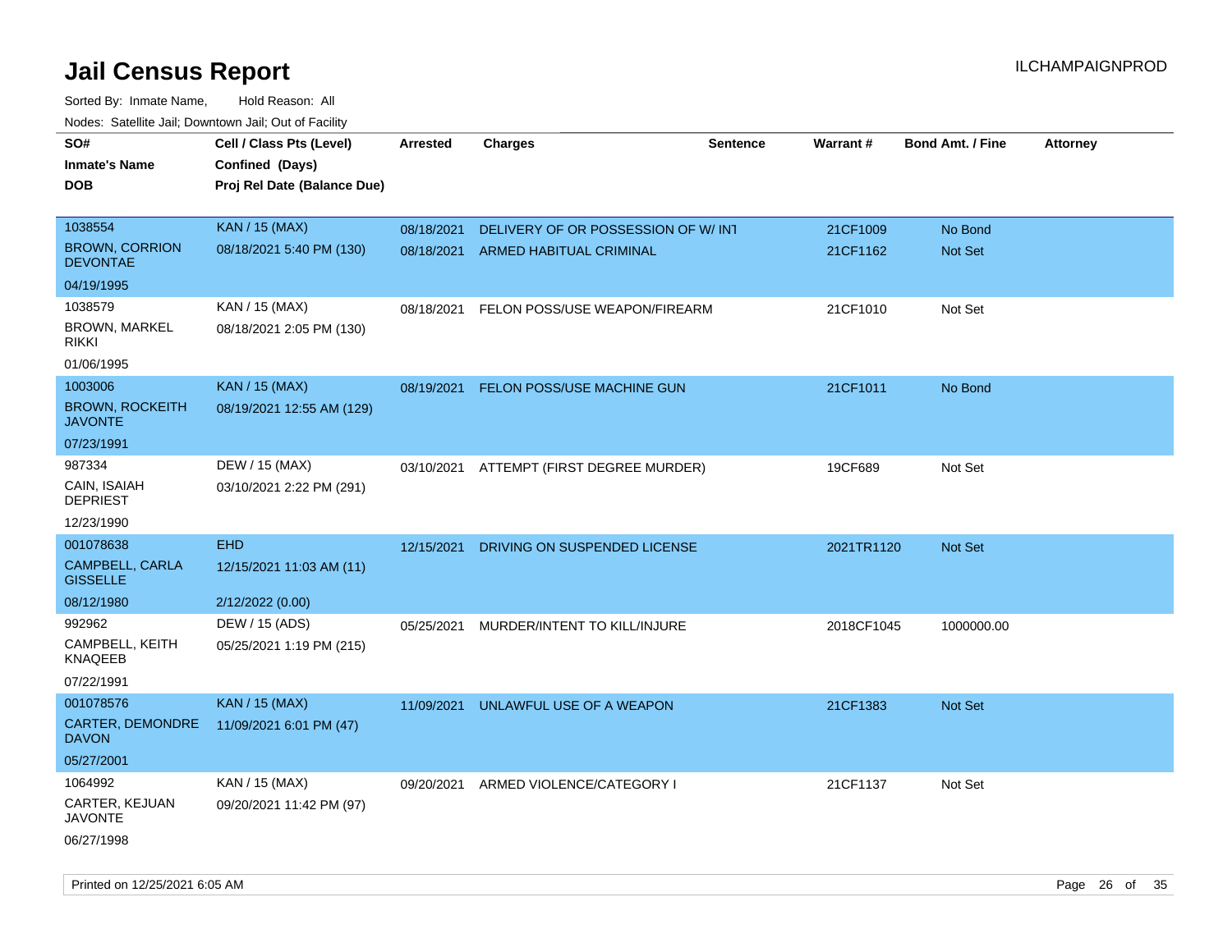# Jail Census Report

Sorted By: Inmate Name, Hold Reason: All

Nodes: Satellite Jail; Downtown Jail; Out of Facility

| SO# / Inmate's Name / DOB | Cell / Class Pts (Level) / Confined (Days) / Proj Rel Date (Balance Due) | Arrested | Charges | Sentence | Warrant # | Bond Amt. / Fine | Attorney |
|---|---|---|---|---|---|---|---|
| 1038554<br>BROWN, CORRION DEVONTAE<br>04/19/1995 | KAN / 15 (MAX)<br>08/18/2021 5:40 PM (130) | 08/18/2021<br>08/18/2021 | DELIVERY OF OR POSSESSION OF W/ INT<br>ARMED HABITUAL CRIMINAL | | 21CF1009<br>21CF1162 | No Bond<br>Not Set | |
| 1038579<br>BROWN, MARKEL RIKKI<br>01/06/1995 | KAN / 15 (MAX)<br>08/18/2021 2:05 PM (130) | 08/18/2021 | FELON POSS/USE WEAPON/FIREARM | | 21CF1010 | Not Set | |
| 1003006<br>BROWN, ROCKEITH JAVONTE<br>07/23/1991 | KAN / 15 (MAX)<br>08/19/2021 12:55 AM (129) | 08/19/2021 | FELON POSS/USE MACHINE GUN | | 21CF1011 | No Bond | |
| 987334<br>CAIN, ISAIAH DEPRIEST<br>12/23/1990 | DEW / 15 (MAX)<br>03/10/2021 2:22 PM (291) | 03/10/2021 | ATTEMPT (FIRST DEGREE MURDER) | | 19CF689 | Not Set | |
| 001078638<br>CAMPBELL, CARLA GISSELLE<br>08/12/1980 | EHD<br>12/15/2021 11:03 AM (11)<br>2/12/2022 (0.00) | 12/15/2021 | DRIVING ON SUSPENDED LICENSE | | 2021TR1120 | Not Set | |
| 992962<br>CAMPBELL, KEITH KNAQEEB<br>07/22/1991 | DEW / 15 (ADS)<br>05/25/2021 1:19 PM (215) | 05/25/2021 | MURDER/INTENT TO KILL/INJURE | | 2018CF1045 | 1000000.00 | |
| 001078576<br>CARTER, DEMONDRE DAVON<br>05/27/2001 | KAN / 15 (MAX)<br>11/09/2021 6:01 PM (47) | 11/09/2021 | UNLAWFUL USE OF A WEAPON | | 21CF1383 | Not Set | |
| 1064992<br>CARTER, KEJUAN JAVONTE<br>06/27/1998 | KAN / 15 (MAX)<br>09/20/2021 11:42 PM (97) | 09/20/2021 | ARMED VIOLENCE/CATEGORY I | | 21CF1137 | Not Set | |

Printed on 12/25/2021 6:05 AM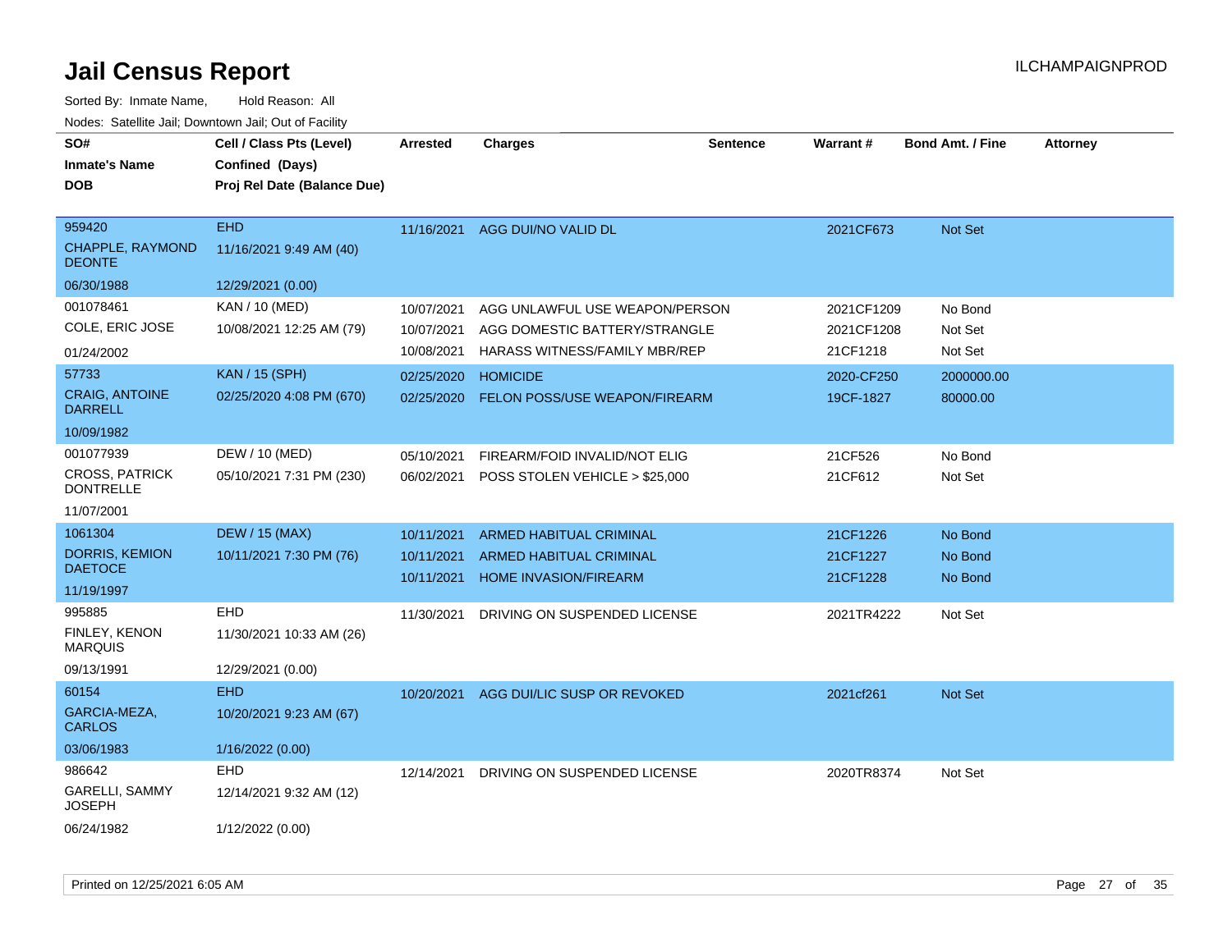# Jail Census Report

ILCHAMPAIGNPROD

Sorted By: Inmate Name, Hold Reason: All

Nodes: Satellite Jail; Downtown Jail; Out of Facility

| SO# Inmate's Name DOB | Cell / Class Pts (Level) Confined (Days) Proj Rel Date (Balance Due) | Arrested | Charges | Sentence | Warrant # | Bond Amt. / Fine | Attorney |
|---|---|---|---|---|---|---|---|
| 959420 CHAPPLE, RAYMOND DEONTE 06/30/1988 | EHD 11/16/2021 9:49 AM (40) 12/29/2021 (0.00) | 11/16/2021 | AGG DUI/NO VALID DL | | 2021CF673 | Not Set | |
| 001078461 COLE, ERIC JOSE 01/24/2002 | KAN / 10 (MED) 10/08/2021 12:25 AM (79) | 10/07/2021 | AGG UNLAWFUL USE WEAPON/PERSON | | 2021CF1209 | No Bond | |
| | | 10/07/2021 | AGG DOMESTIC BATTERY/STRANGLE | | 2021CF1208 | Not Set | |
| | | 10/08/2021 | HARASS WITNESS/FAMILY MBR/REP | | 21CF1218 | Not Set | |
| 57733 CRAIG, ANTOINE DARRELL 10/09/1982 | KAN / 15 (SPH) 02/25/2020 4:08 PM (670) | 02/25/2020 | HOMICIDE | | 2020-CF250 | 2000000.00 | |
| | | 02/25/2020 | FELON POSS/USE WEAPON/FIREARM | | 19CF-1827 | 80000.00 | |
| 001077939 CROSS, PATRICK DONTRELLE 11/07/2001 | DEW / 10 (MED) 05/10/2021 7:31 PM (230) | 05/10/2021 | FIREARM/FOID INVALID/NOT ELIG | | 21CF526 | No Bond | |
| | | 06/02/2021 | POSS STOLEN VEHICLE > $25,000 | | 21CF612 | Not Set | |
| 1061304 DORRIS, KEMION DAETOCE 11/19/1997 | DEW / 15 (MAX) 10/11/2021 7:30 PM (76) | 10/11/2021 | ARMED HABITUAL CRIMINAL | | 21CF1226 | No Bond | |
| | | 10/11/2021 | ARMED HABITUAL CRIMINAL | | 21CF1227 | No Bond | |
| | | 10/11/2021 | HOME INVASION/FIREARM | | 21CF1228 | No Bond | |
| 995885 FINLEY, KENON MARQUIS 09/13/1991 | EHD 11/30/2021 10:33 AM (26) 12/29/2021 (0.00) | 11/30/2021 | DRIVING ON SUSPENDED LICENSE | | 2021TR4222 | Not Set | |
| 60154 GARCIA-MEZA, CARLOS 03/06/1983 | EHD 10/20/2021 9:23 AM (67) 1/16/2022 (0.00) | 10/20/2021 | AGG DUI/LIC SUSP OR REVOKED | | 2021cf261 | Not Set | |
| 986642 GARELLI, SAMMY JOSEPH 06/24/1982 | EHD 12/14/2021 9:32 AM (12) 1/12/2022 (0.00) | 12/14/2021 | DRIVING ON SUSPENDED LICENSE | | 2020TR8374 | Not Set | |

Printed on 12/25/2021 6:05 AM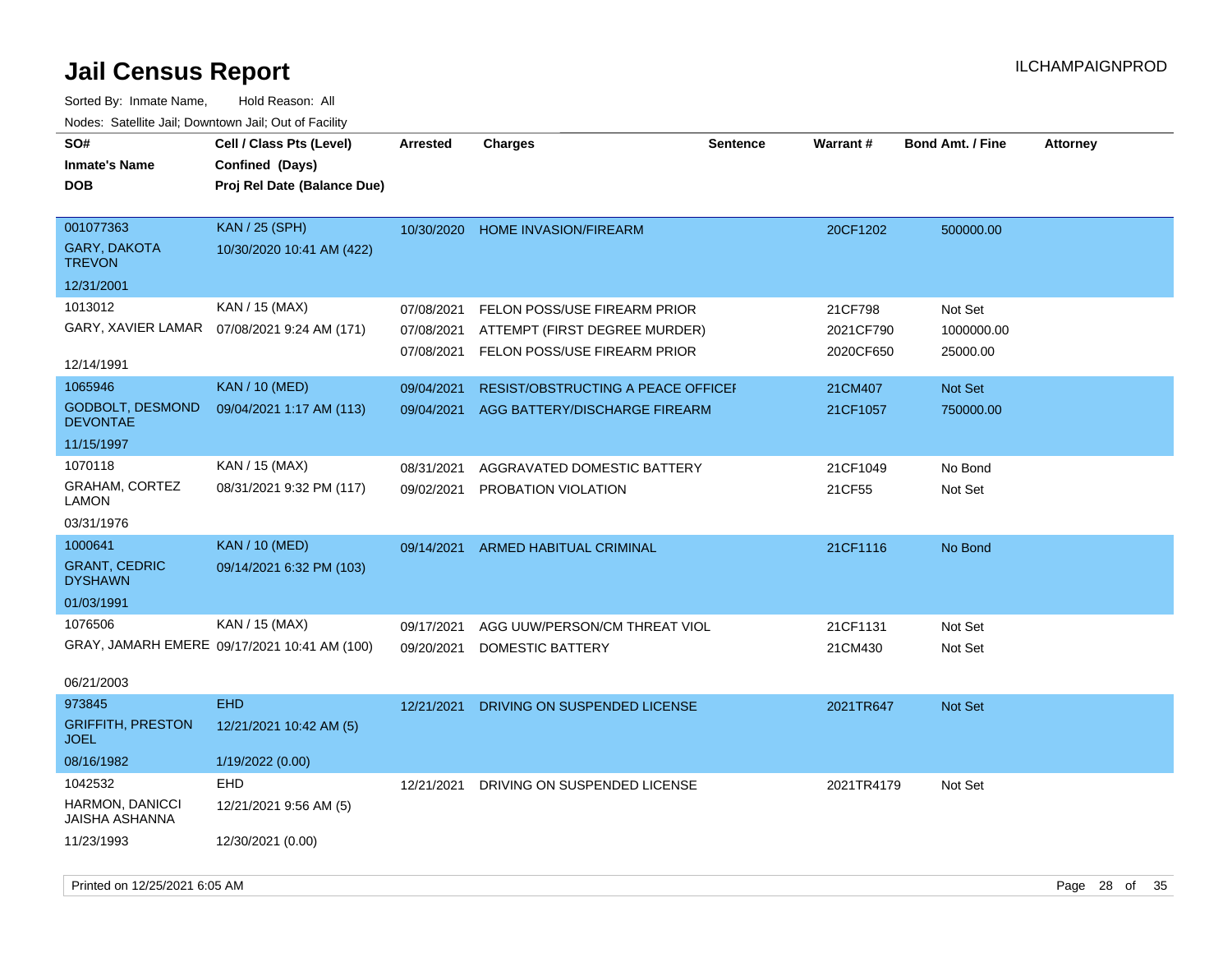# Jail Census Report

ILCHAMPAIGNPROD

Sorted By: Inmate Name, Hold Reason: All

Nodes: Satellite Jail; Downtown Jail; Out of Facility

| SO# / Inmate's Name / DOB | Cell / Class Pts (Level) / Confined (Days) / Proj Rel Date (Balance Due) | Arrested | Charges | Sentence | Warrant # | Bond Amt. / Fine | Attorney |
|---|---|---|---|---|---|---|---|
| 001077363 GARY, DAKOTA TREVON 12/31/2001 | KAN / 25 (SPH) 10/30/2020 10:41 AM (422) | 10/30/2020 | HOME INVASION/FIREARM | | 20CF1202 | 500000.00 | |
| 1013012 GARY, XAVIER LAMAR 12/14/1991 | KAN / 15 (MAX) 07/08/2021 9:24 AM (171) | 07/08/2021 | FELON POSS/USE FIREARM PRIOR | | 21CF798 | Not Set | |
| | | 07/08/2021 | ATTEMPT (FIRST DEGREE MURDER) | | 2021CF790 | 1000000.00 | |
| | | 07/08/2021 | FELON POSS/USE FIREARM PRIOR | | 2020CF650 | 25000.00 | |
| 1065946 GODBOLT, DESMOND DEVONTAE 11/15/1997 | KAN / 10 (MED) 09/04/2021 1:17 AM (113) | 09/04/2021 | RESIST/OBSTRUCTING A PEACE OFFICEI | | 21CM407 | Not Set | |
| | | 09/04/2021 | AGG BATTERY/DISCHARGE FIREARM | | 21CF1057 | 750000.00 | |
| 1070118 GRAHAM, CORTEZ LAMON 03/31/1976 | KAN / 15 (MAX) 08/31/2021 9:32 PM (117) | 08/31/2021 | AGGRAVATED DOMESTIC BATTERY | | 21CF1049 | No Bond | |
| | | 09/02/2021 | PROBATION VIOLATION | | 21CF55 | Not Set | |
| 1000641 GRANT, CEDRIC DYSHAWN 01/03/1991 | KAN / 10 (MED) 09/14/2021 6:32 PM (103) | 09/14/2021 | ARMED HABITUAL CRIMINAL | | 21CF1116 | No Bond | |
| 1076506 GRAY, JAMARH EMERE 06/21/2003 | KAN / 15 (MAX) 09/17/2021 10:41 AM (100) | 09/17/2021 | AGG UUW/PERSON/CM THREAT VIOL | | 21CF1131 | Not Set | |
| | | 09/20/2021 | DOMESTIC BATTERY | | 21CM430 | Not Set | |
| 973845 GRIFFITH, PRESTON JOEL 08/16/1982 | EHD 12/21/2021 10:42 AM (5) 1/19/2022 (0.00) | 12/21/2021 | DRIVING ON SUSPENDED LICENSE | | 2021TR647 | Not Set | |
| 1042532 HARMON, DANICCI JAISHA ASHANNA 11/23/1993 | EHD 12/21/2021 9:56 AM (5) 12/30/2021 (0.00) | 12/21/2021 | DRIVING ON SUSPENDED LICENSE | | 2021TR4179 | Not Set | |

Printed on 12/25/2021 6:05 AM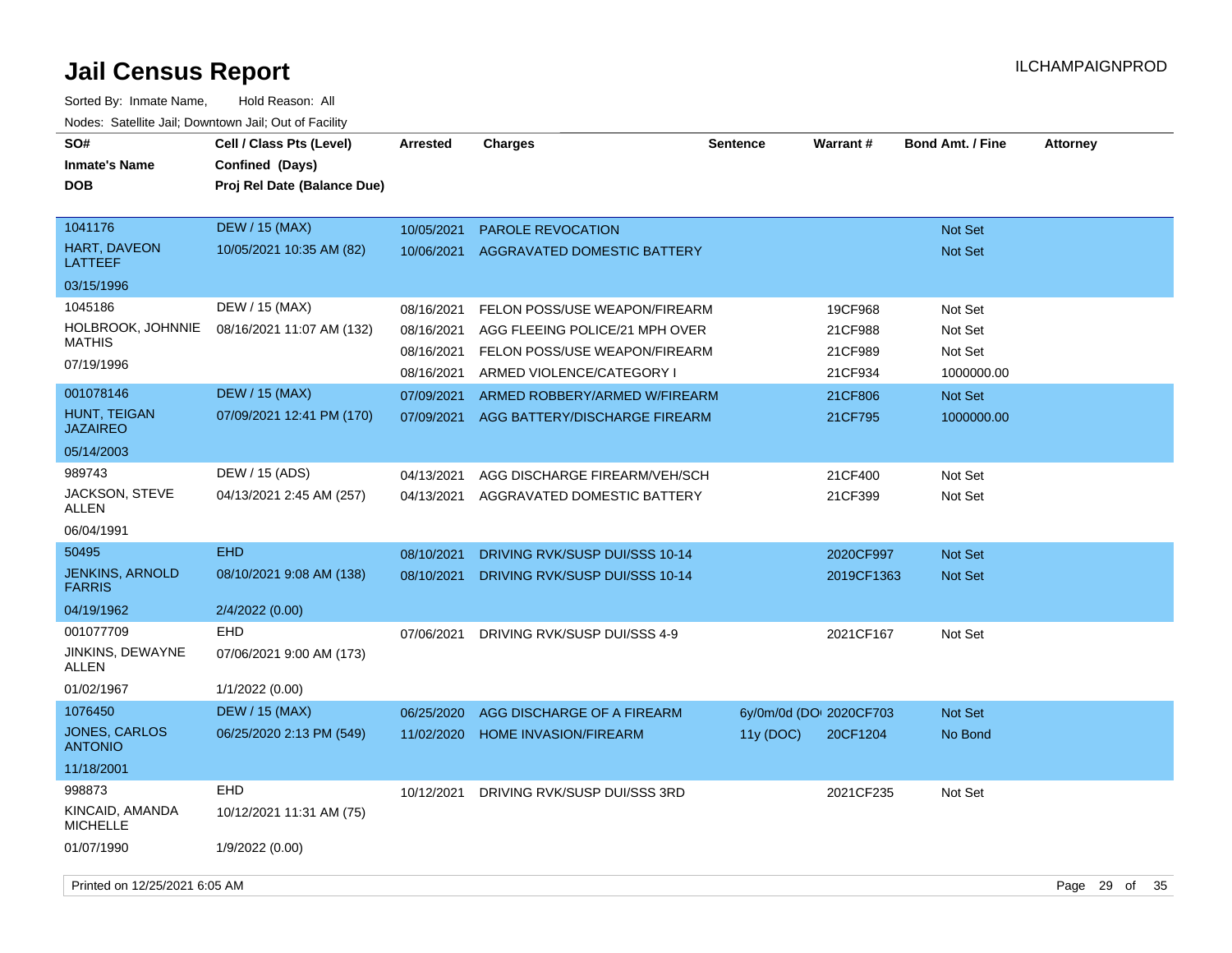# Jail Census Report

ILCHAMPAIGNPROD

Sorted By: Inmate Name, Hold Reason: All

Nodes: Satellite Jail; Downtown Jail; Out of Facility

| SO# / Inmate's Name / DOB | Cell / Class Pts (Level) / Confined (Days) / Proj Rel Date (Balance Due) | Arrested | Charges | Sentence | Warrant # | Bond Amt. / Fine | Attorney |
|---|---|---|---|---|---|---|---|
| 1041176 | DEW / 15 (MAX) | 10/05/2021 | PAROLE REVOCATION | | | Not Set | |
| HART, DAVEON LATTEEF | 10/05/2021 10:35 AM (82) | 10/06/2021 | AGGRAVATED DOMESTIC BATTERY | | | Not Set | |
| 03/15/1996 | | | | | | | |
| 1045186 | DEW / 15 (MAX) | 08/16/2021 | FELON POSS/USE WEAPON/FIREARM | | 19CF968 | Not Set | |
| HOLBROOK, JOHNNIE MATHIS | 08/16/2021 11:07 AM (132) | 08/16/2021 | AGG FLEEING POLICE/21 MPH OVER | | 21CF988 | Not Set | |
| 07/19/1996 | | 08/16/2021 | FELON POSS/USE WEAPON/FIREARM | | 21CF989 | Not Set | |
| | | 08/16/2021 | ARMED VIOLENCE/CATEGORY I | | 21CF934 | 1000000.00 | |
| 001078146 | DEW / 15 (MAX) | 07/09/2021 | ARMED ROBBERY/ARMED W/FIREARM | | 21CF806 | Not Set | |
| HUNT, TEIGAN JAZAIREO | 07/09/2021 12:41 PM (170) | 07/09/2021 | AGG BATTERY/DISCHARGE FIREARM | | 21CF795 | 1000000.00 | |
| 05/14/2003 | | | | | | | |
| 989743 | DEW / 15 (ADS) | 04/13/2021 | AGG DISCHARGE FIREARM/VEH/SCH | | 21CF400 | Not Set | |
| JACKSON, STEVE ALLEN | 04/13/2021 2:45 AM (257) | 04/13/2021 | AGGRAVATED DOMESTIC BATTERY | | 21CF399 | Not Set | |
| 06/04/1991 | | | | | | | |
| 50495 | EHD | 08/10/2021 | DRIVING RVK/SUSP DUI/SSS 10-14 | | 2020CF997 | Not Set | |
| JENKINS, ARNOLD FARRIS | 08/10/2021 9:08 AM (138) | 08/10/2021 | DRIVING RVK/SUSP DUI/SSS 10-14 | | 2019CF1363 | Not Set | |
| 04/19/1962 | 2/4/2022 (0.00) | | | | | | |
| 001077709 | EHD | 07/06/2021 | DRIVING RVK/SUSP DUI/SSS 4-9 | | 2021CF167 | Not Set | |
| JINKINS, DEWAYNE ALLEN | 07/06/2021 9:00 AM (173) | | | | | | |
| 01/02/1967 | 1/1/2022 (0.00) | | | | | | |
| 1076450 | DEW / 15 (MAX) | 06/25/2020 | AGG DISCHARGE OF A FIREARM | 6y/0m/0d (DOC) | 2020CF703 | Not Set | |
| JONES, CARLOS ANTONIO | 06/25/2020 2:13 PM (549) | 11/02/2020 | HOME INVASION/FIREARM | 11y (DOC) | 20CF1204 | No Bond | |
| 11/18/2001 | | | | | | | |
| 998873 | EHD | 10/12/2021 | DRIVING RVK/SUSP DUI/SSS 3RD | | 2021CF235 | Not Set | |
| KINCAID, AMANDA MICHELLE | 10/12/2021 11:31 AM (75) | | | | | | |
| 01/07/1990 | 1/9/2022 (0.00) | | | | | | |

Printed on 12/25/2021 6:05 AM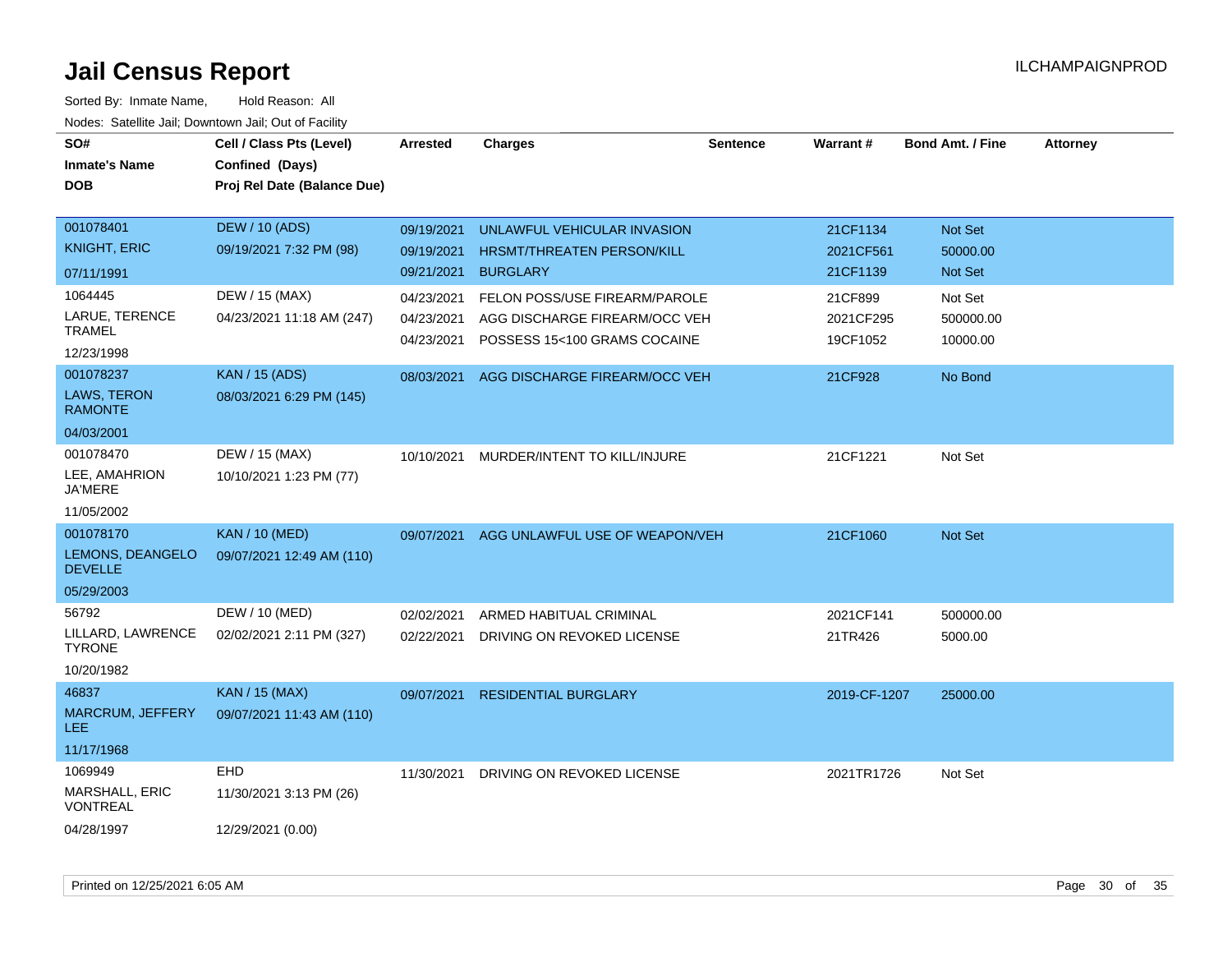# Jail Census Report

ILCHAMPAIGNPROD

Sorted By: Inmate Name, Hold Reason: All

Nodes: Satellite Jail; Downtown Jail; Out of Facility

| SO# / Inmate's Name / DOB | Cell / Class Pts (Level) / Confined (Days) / Proj Rel Date (Balance Due) | Arrested | Charges | Sentence | Warrant # | Bond Amt. / Fine | Attorney |
|---|---|---|---|---|---|---|---|
| 001078401<br>KNIGHT, ERIC<br>07/11/1991 | DEW / 10 (ADS)<br>09/19/2021 7:32 PM (98) | 09/19/2021<br>09/19/2021<br>09/21/2021 | UNLAWFUL VEHICULAR INVASION<br>HRSMT/THREATEN PERSON/KILL<br>BURGLARY | | 21CF1134<br>2021CF561<br>21CF1139 | Not Set<br>50000.00<br>Not Set | |
| 1064445<br>LARUE, TERENCE TRAMEL<br>12/23/1998 | DEW / 15 (MAX)<br>04/23/2021 11:18 AM (247) | 04/23/2021<br>04/23/2021<br>04/23/2021 | FELON POSS/USE FIREARM/PAROLE<br>AGG DISCHARGE FIREARM/OCC VEH<br>POSSESS 15<100 GRAMS COCAINE | | 21CF899<br>2021CF295<br>19CF1052 | Not Set<br>500000.00<br>10000.00 | |
| 001078237<br>LAWS, TERON RAMONTE<br>04/03/2001 | KAN / 15 (ADS)<br>08/03/2021 6:29 PM (145) | 08/03/2021 | AGG DISCHARGE FIREARM/OCC VEH | | 21CF928 | No Bond | |
| 001078470<br>LEE, AMAHRION JA'MERE<br>11/05/2002 | DEW / 15 (MAX)<br>10/10/2021 1:23 PM (77) | 10/10/2021 | MURDER/INTENT TO KILL/INJURE | | 21CF1221 | Not Set | |
| 001078170<br>LEMONS, DEANGELO DEVELLE<br>05/29/2003 | KAN / 10 (MED)<br>09/07/2021 12:49 AM (110) | 09/07/2021 | AGG UNLAWFUL USE OF WEAPON/VEH | | 21CF1060 | Not Set | |
| 56792<br>LILLARD, LAWRENCE TYRONE<br>10/20/1982 | DEW / 10 (MED)<br>02/02/2021 2:11 PM (327) | 02/02/2021<br>02/22/2021 | ARMED HABITUAL CRIMINAL<br>DRIVING ON REVOKED LICENSE | | 2021CF141<br>21TR426 | 500000.00<br>5000.00 | |
| 46837<br>MARCRUM, JEFFERY LEE<br>11/17/1968 | KAN / 15 (MAX)<br>09/07/2021 11:43 AM (110) | 09/07/2021 | RESIDENTIAL BURGLARY | | 2019-CF-1207 | 25000.00 | |
| 1069949<br>MARSHALL, ERIC VONTREAL<br>04/28/1997 | EHD<br>11/30/2021 3:13 PM (26)<br>12/29/2021 (0.00) | 11/30/2021 | DRIVING ON REVOKED LICENSE | | 2021TR1726 | Not Set | |

Printed on 12/25/2021 6:05 AM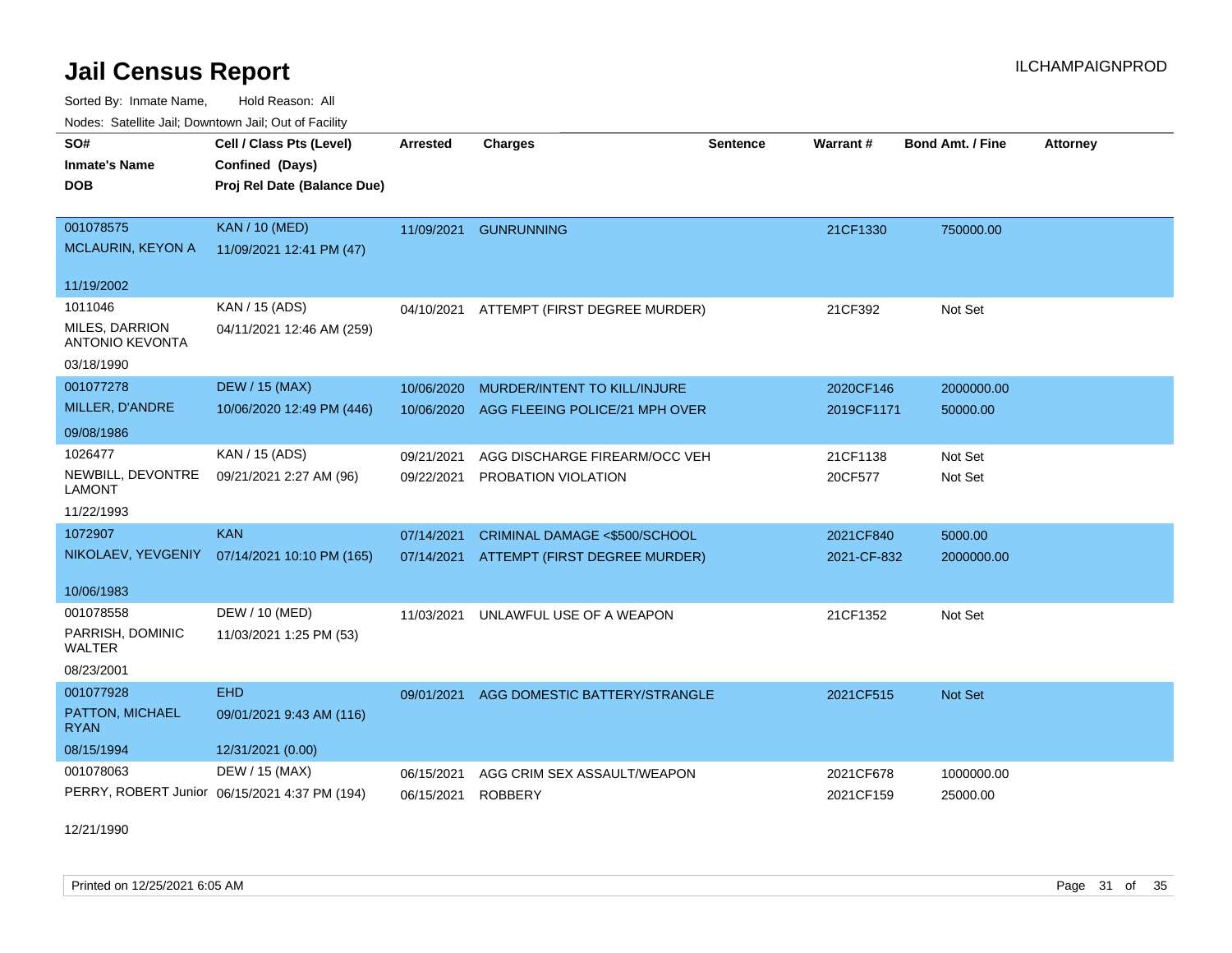# Jail Census Report

ILCHAMPAIGNPROD

Sorted By: Inmate Name, Hold Reason: All

Nodes: Satellite Jail; Downtown Jail; Out of Facility

| SO# / Inmate's Name / DOB | Cell / Class Pts (Level) / Confined (Days) / Proj Rel Date (Balance Due) | Arrested | Charges | Sentence | Warrant # | Bond Amt. / Fine | Attorney |
|---|---|---|---|---|---|---|---|
| 001078575<br>MCLAURIN, KEYON A<br>11/19/2002 | KAN / 10 (MED)<br>11/09/2021 12:41 PM (47) | 11/09/2021 | GUNRUNNING | | 21CF1330 | 750000.00 | |
| 1011046<br>MILES, DARRION ANTONIO KEVONTA<br>03/18/1990 | KAN / 15 (ADS)<br>04/11/2021 12:46 AM (259) | 04/10/2021 | ATTEMPT (FIRST DEGREE MURDER) | | 21CF392 | Not Set | |
| 001077278<br>MILLER, D'ANDRE<br>09/08/1986 | DEW / 15 (MAX)<br>10/06/2020 12:49 PM (446) | 10/06/2020<br>10/06/2020 | MURDER/INTENT TO KILL/INJURE<br>AGG FLEEING POLICE/21 MPH OVER | | 2020CF146<br>2019CF1171 | 2000000.00<br>50000.00 | |
| 1026477<br>NEWBILL, DEVONTRE LAMONT<br>11/22/1993 | KAN / 15 (ADS)<br>09/21/2021 2:27 AM (96) | 09/21/2021<br>09/22/2021 | AGG DISCHARGE FIREARM/OCC VEH<br>PROBATION VIOLATION | | 21CF1138<br>20CF577 | Not Set<br>Not Set | |
| 1072907<br>NIKOLAEV, YEVGENIY<br>10/06/1983 | KAN<br>07/14/2021 10:10 PM (165) | 07/14/2021<br>07/14/2021 | CRIMINAL DAMAGE <$500/SCHOOL<br>ATTEMPT (FIRST DEGREE MURDER) | | 2021CF840<br>2021-CF-832 | 5000.00<br>2000000.00 | |
| 001078558<br>PARRISH, DOMINIC WALTER<br>08/23/2001 | DEW / 10 (MED)<br>11/03/2021 1:25 PM (53) | 11/03/2021 | UNLAWFUL USE OF A WEAPON | | 21CF1352 | Not Set | |
| 001077928<br>PATTON, MICHAEL RYAN<br>08/15/1994 | EHD<br>09/01/2021 9:43 AM (116)<br>12/31/2021 (0.00) | 09/01/2021 | AGG DOMESTIC BATTERY/STRANGLE | | 2021CF515 | Not Set | |
| 001078063<br>PERRY, ROBERT Junior<br>12/21/1990 | DEW / 15 (MAX)<br>06/15/2021 4:37 PM (194) | 06/15/2021<br>06/15/2021 | AGG CRIM SEX ASSAULT/WEAPON<br>ROBBERY | | 2021CF678<br>2021CF159 | 1000000.00<br>25000.00 | |

Printed on 12/25/2021 6:05 AM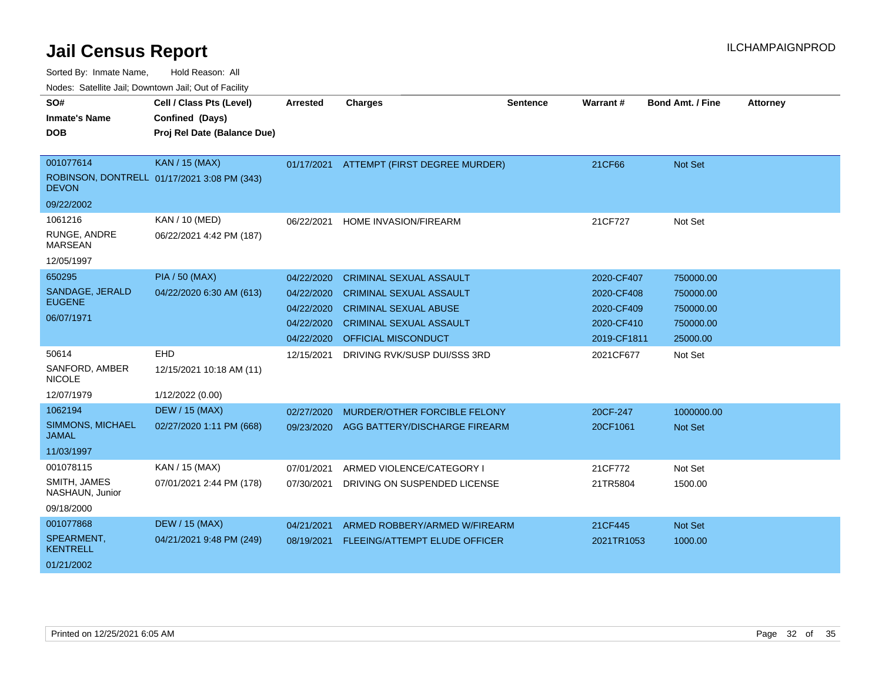# Jail Census Report

ILCHAMPAIGNPROD

Sorted By: Inmate Name, Hold Reason: All

Nodes: Satellite Jail; Downtown Jail; Out of Facility

| SO# / Inmate's Name / DOB | Cell / Class Pts (Level) / Confined (Days) / Proj Rel Date (Balance Due) | Arrested | Charges | Sentence | Warrant # | Bond Amt. / Fine | Attorney |
|---|---|---|---|---|---|---|---|
| 001077614 ROBINSON, DONTRELL DEVON 09/22/2002 | KAN / 15 (MAX) 01/17/2021 3:08 PM (343) | 01/17/2021 | ATTEMPT (FIRST DEGREE MURDER) | | 21CF66 | Not Set | |
| 1061216 RUNGE, ANDRE MARSEAN 12/05/1997 | KAN / 10 (MED) 06/22/2021 4:42 PM (187) | 06/22/2021 | HOME INVASION/FIREARM | | 21CF727 | Not Set | |
| 650295 SANDAGE, JERALD EUGENE 06/07/1971 | PIA / 50 (MAX) 04/22/2020 6:30 AM (613) | 04/22/2020 | CRIMINAL SEXUAL ASSAULT | | 2020-CF407 | 750000.00 | |
| | | 04/22/2020 | CRIMINAL SEXUAL ASSAULT | | 2020-CF408 | 750000.00 | |
| | | 04/22/2020 | CRIMINAL SEXUAL ABUSE | | 2020-CF409 | 750000.00 | |
| | | 04/22/2020 | CRIMINAL SEXUAL ASSAULT | | 2020-CF410 | 750000.00 | |
| | | 04/22/2020 | OFFICIAL MISCONDUCT | | 2019-CF1811 | 25000.00 | |
| 50614 SANFORD, AMBER NICOLE 12/07/1979 | EHD 12/15/2021 10:18 AM (11) 1/12/2022 (0.00) | 12/15/2021 | DRIVING RVK/SUSP DUI/SSS 3RD | | 2021CF677 | Not Set | |
| 1062194 SIMMONS, MICHAEL JAMAL 11/03/1997 | DEW / 15 (MAX) 02/27/2020 1:11 PM (668) | 02/27/2020 | MURDER/OTHER FORCIBLE FELONY | | 20CF-247 | 1000000.00 | |
| | | 09/23/2020 | AGG BATTERY/DISCHARGE FIREARM | | 20CF1061 | Not Set | |
| 001078115 SMITH, JAMES NASHAUN, Junior 09/18/2000 | KAN / 15 (MAX) 07/01/2021 2:44 PM (178) | 07/01/2021 | ARMED VIOLENCE/CATEGORY I | | 21CF772 | Not Set | |
| | | 07/30/2021 | DRIVING ON SUSPENDED LICENSE | | 21TR5804 | 1500.00 | |
| 001077868 SPEARMENT, KENTRELL 01/21/2002 | DEW / 15 (MAX) 04/21/2021 9:48 PM (249) | 04/21/2021 | ARMED ROBBERY/ARMED W/FIREARM | | 21CF445 | Not Set | |
| | | 08/19/2021 | FLEEING/ATTEMPT ELUDE OFFICER | | 2021TR1053 | 1000.00 | |

Printed on 12/25/2021 6:05 AM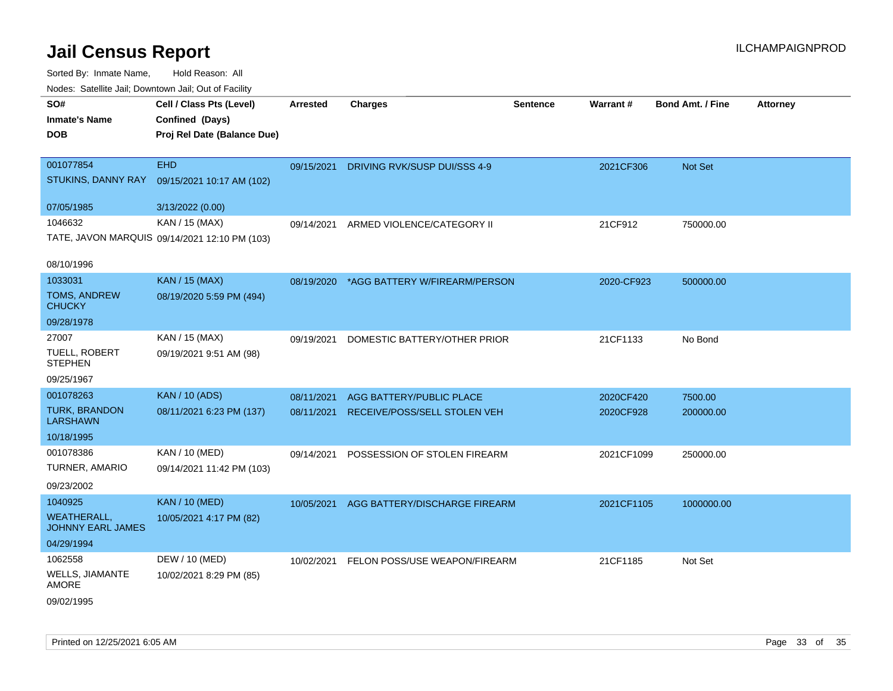# Jail Census Report

ILCHAMPAIGNPROD

Sorted By: Inmate Name, Hold Reason: All

Nodes: Satellite Jail; Downtown Jail; Out of Facility

| SO# / Inmate's Name / DOB | Cell / Class Pts (Level) / Confined (Days) / Proj Rel Date (Balance Due) | Arrested | Charges | Sentence | Warrant # | Bond Amt. / Fine | Attorney |
|---|---|---|---|---|---|---|---|
| 001077854<br>STUKINS, DANNY RAY<br>07/05/1985 | EHD<br>09/15/2021 10:17 AM (102)<br>3/13/2022 (0.00) | 09/15/2021 | DRIVING RVK/SUSP DUI/SSS 4-9 | | 2021CF306 | Not Set | |
| 1046632<br>TATE, JAVON MARQUIS<br>08/10/1996 | KAN / 15 (MAX)<br>09/14/2021 12:10 PM (103) | 09/14/2021 | ARMED VIOLENCE/CATEGORY II | | 21CF912 | 750000.00 | |
| 1033031<br>TOMS, ANDREW CHUCKY<br>09/28/1978 | KAN / 15 (MAX)<br>08/19/2020 5:59 PM (494) | 08/19/2020 | *AGG BATTERY W/FIREARM/PERSON | | 2020-CF923 | 500000.00 | |
| 27007<br>TUELL, ROBERT STEPHEN<br>09/25/1967 | KAN / 15 (MAX)<br>09/19/2021 9:51 AM (98) | 09/19/2021 | DOMESTIC BATTERY/OTHER PRIOR | | 21CF1133 | No Bond | |
| 001078263<br>TURK, BRANDON LARSHAWN<br>10/18/1995 | KAN / 10 (ADS)<br>08/11/2021 6:23 PM (137) | 08/11/2021 | AGG BATTERY/PUBLIC PLACE | | 2020CF420 | 7500.00 | |
| | | 08/11/2021 | RECEIVE/POSS/SELL STOLEN VEH | | 2020CF928 | 200000.00 | |
| 001078386<br>TURNER, AMARIO<br>09/23/2002 | KAN / 10 (MED)<br>09/14/2021 11:42 PM (103) | 09/14/2021 | POSSESSION OF STOLEN FIREARM | | 2021CF1099 | 250000.00 | |
| 1040925<br>WEATHERALL, JOHNNY EARL JAMES<br>04/29/1994 | KAN / 10 (MED)<br>10/05/2021 4:17 PM (82) | 10/05/2021 | AGG BATTERY/DISCHARGE FIREARM | | 2021CF1105 | 1000000.00 | |
| 1062558<br>WELLS, JIAMANTE AMORE<br>09/02/1995 | DEW / 10 (MED)<br>10/02/2021 8:29 PM (85) | 10/02/2021 | FELON POSS/USE WEAPON/FIREARM | | 21CF1185 | Not Set | |

Printed on 12/25/2021 6:05 AM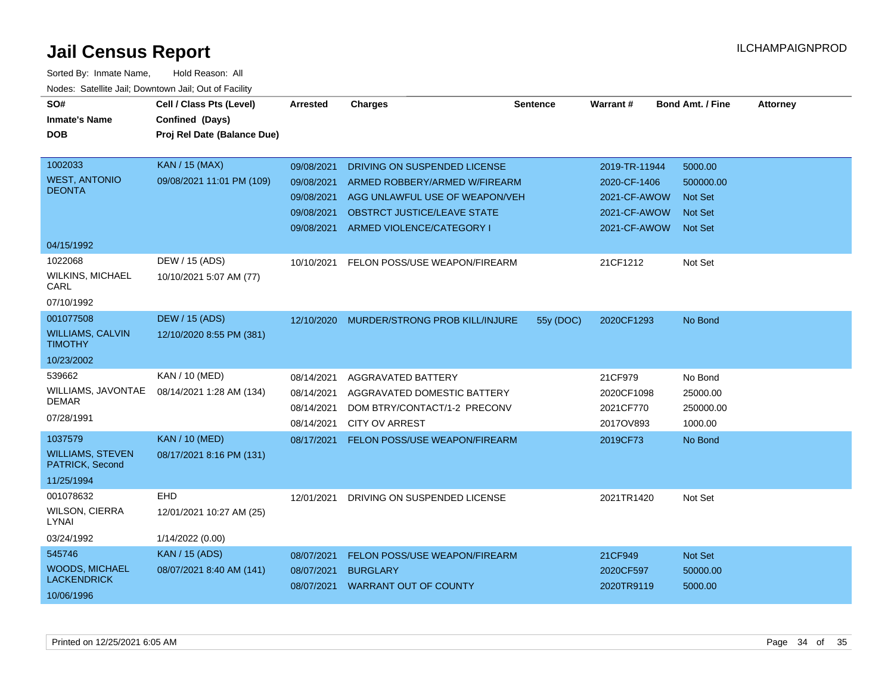# Jail Census Report

ILCHAMPAIGNPROD

Sorted By: Inmate Name, Hold Reason: All

Nodes: Satellite Jail; Downtown Jail; Out of Facility

| SO# / Inmate's Name / DOB | Cell / Class Pts (Level) / Confined (Days) / Proj Rel Date (Balance Due) | Arrested | Charges | Sentence | Warrant # | Bond Amt. / Fine | Attorney |
|---|---|---|---|---|---|---|---|
| 1002033 WEST, ANTONIO DEONTA 04/15/1992 | KAN / 15 (MAX) 09/08/2021 11:01 PM (109) | 09/08/2021 | DRIVING ON SUSPENDED LICENSE | | 2019-TR-11944 | 5000.00 | |
| | | 09/08/2021 | ARMED ROBBERY/ARMED W/FIREARM | | 2020-CF-1406 | 500000.00 | |
| | | 09/08/2021 | AGG UNLAWFUL USE OF WEAPON/VEH | | 2021-CF-AWOW | Not Set | |
| | | 09/08/2021 | OBSTRCT JUSTICE/LEAVE STATE | | 2021-CF-AWOW | Not Set | |
| | | 09/08/2021 | ARMED VIOLENCE/CATEGORY I | | 2021-CF-AWOW | Not Set | |
| 1022068 WILKINS, MICHAEL CARL 07/10/1992 | DEW / 15 (ADS) 10/10/2021 5:07 AM (77) | 10/10/2021 | FELON POSS/USE WEAPON/FIREARM | | 21CF1212 | Not Set | |
| 001077508 WILLIAMS, CALVIN TIMOTHY 10/23/2002 | DEW / 15 (ADS) 12/10/2020 8:55 PM (381) | 12/10/2020 | MURDER/STRONG PROB KILL/INJURE | 55y (DOC) | 2020CF1293 | No Bond | |
| 539662 WILLIAMS, JAVONTAE DEMAR 07/28/1991 | KAN / 10 (MED) 08/14/2021 1:28 AM (134) | 08/14/2021 | AGGRAVATED BATTERY | | 21CF979 | No Bond | |
| | | 08/14/2021 | AGGRAVATED DOMESTIC BATTERY | | 2020CF1098 | 25000.00 | |
| | | 08/14/2021 | DOM BTRY/CONTACT/1-2 PRECONV | | 2021CF770 | 250000.00 | |
| | | 08/14/2021 | CITY OV ARREST | | 2017OV893 | 1000.00 | |
| 1037579 WILLIAMS, STEVEN PATRICK, Second 11/25/1994 | KAN / 10 (MED) 08/17/2021 8:16 PM (131) | 08/17/2021 | FELON POSS/USE WEAPON/FIREARM | | 2019CF73 | No Bond | |
| 001078632 WILSON, CIERRA LYNAI 03/24/1992 | EHD 12/01/2021 10:27 AM (25) 1/14/2022 (0.00) | 12/01/2021 | DRIVING ON SUSPENDED LICENSE | | 2021TR1420 | Not Set | |
| 545746 WOODS, MICHAEL LACKENDRICK 10/06/1996 | KAN / 15 (ADS) 08/07/2021 8:40 AM (141) | 08/07/2021 | FELON POSS/USE WEAPON/FIREARM | | 21CF949 | Not Set | |
| | | 08/07/2021 | BURGLARY | | 2020CF597 | 50000.00 | |
| | | 08/07/2021 | WARRANT OUT OF COUNTY | | 2020TR9119 | 5000.00 | |

Printed on 12/25/2021 6:05 AM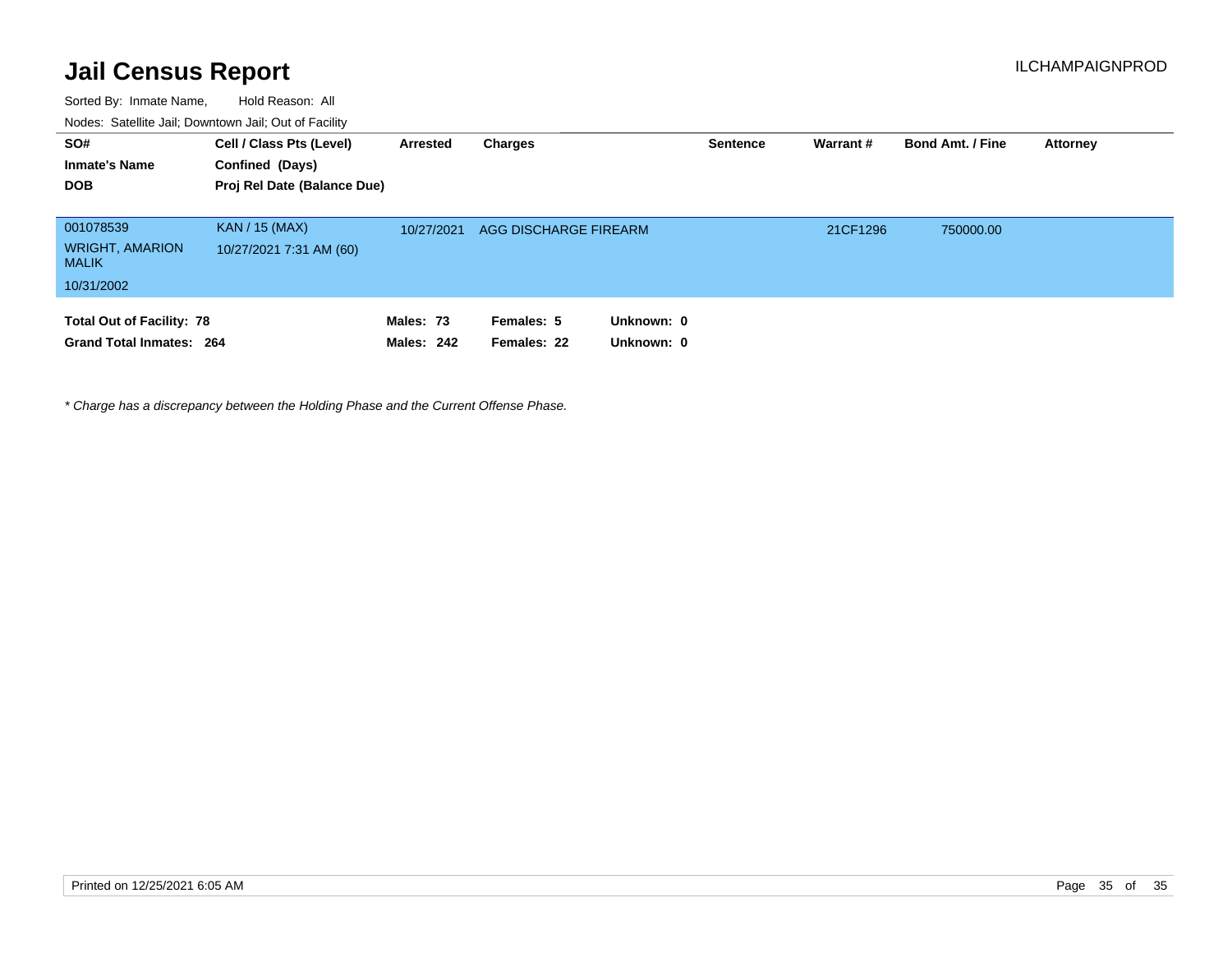# Jail Census Report

ILCHAMPAIGNPROD

Sorted By: Inmate Name, Hold Reason: All

Nodes: Satellite Jail; Downtown Jail; Out of Facility

| SO# / Inmate's Name / DOB | Cell / Class Pts (Level) / Confined (Days) / Proj Rel Date (Balance Due) | Arrested | Charges | Sentence | Warrant # | Bond Amt. / Fine | Attorney |
|---|---|---|---|---|---|---|---|
| 001078539 WRIGHT, AMARION MALIK 10/31/2002 | KAN / 15 (MAX) 10/27/2021 7:31 AM (60) | 10/27/2021 | AGG DISCHARGE FIREARM | | 21CF1296 | 750000.00 | |

| | | | |
|---|---|---|---|
| **Total Out of Facility: 78** | **Males: 73** | **Females: 5** | **Unknown: 0** |
| **Grand Total Inmates: 264** | **Males: 242** | **Females: 22** | **Unknown: 0** |

*\* Charge has a discrepancy between the Holding Phase and the Current Offense Phase.*

Printed on 12/25/2021 6:05 AM